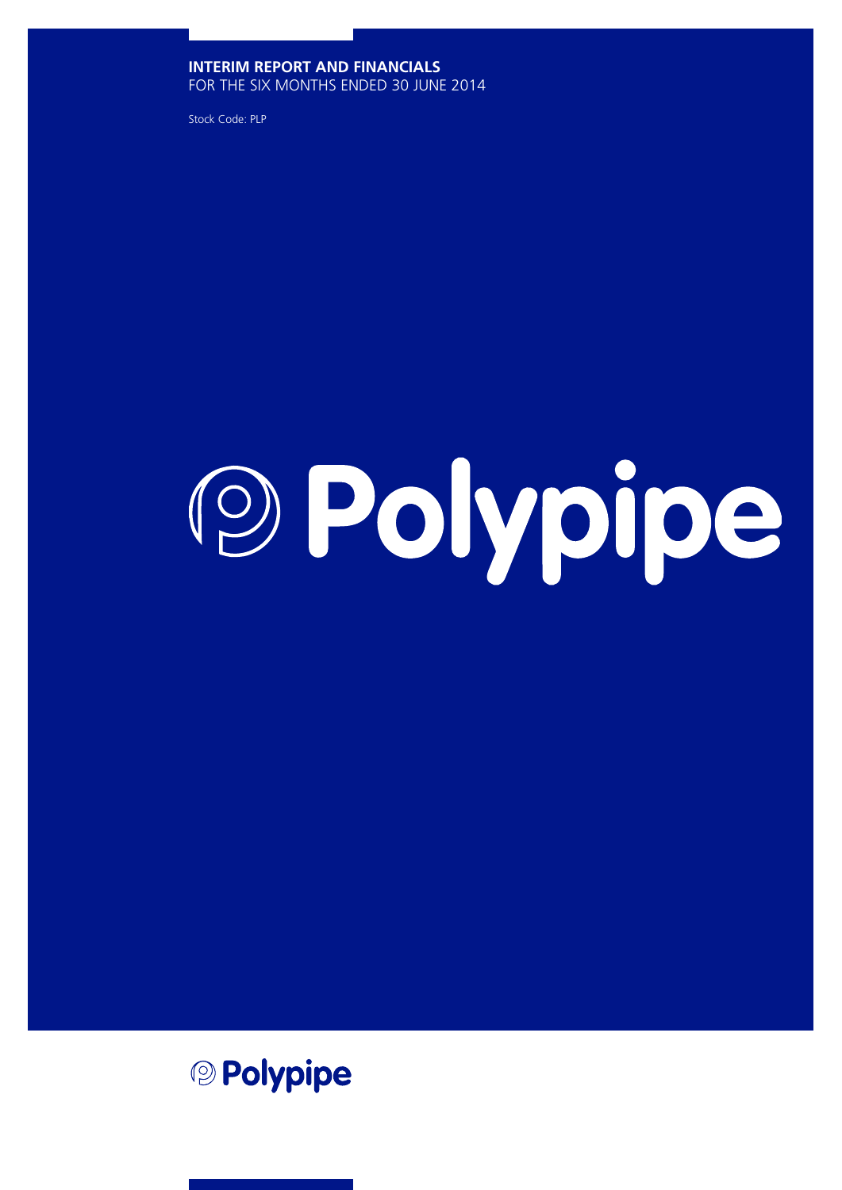# INTERIM REPORT AND FINANCIALS

FOR THE SIX MONTHS ENDED 30 JUNE 2014

Stock Code: PLP

Polypipe

Polypipe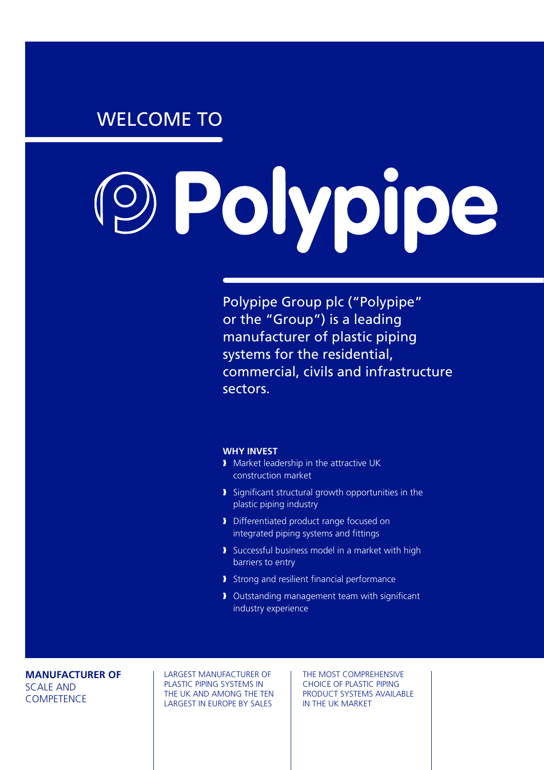WELCOME TO

# Polypipe

Polypipe Group plc ("Polypipe" or the "Group") is a leading manufacturer of plastic piping systems for the residential, commercial, civils and infrastructure sectors.

**WHY INVEST**

- Market leadership in the attractive UK construction market
- Significant structural growth opportunities in the plastic piping industry
- Differentiated product range focused on integrated piping systems and fittings
- Successful business model in a market with high barriers to entry
- Strong and resilient financial performance
- Outstanding management team with significant industry experience

**MANUFACTURER OF** SCALE AND COMPETENCE

LARGEST MANUFACTURER OF PLASTIC PIPING SYSTEMS IN THE UK AND AMONG THE TEN LARGEST IN EUROPE BY SALES

THE MOST COMPREHENSIVE CHOICE OF PLASTIC PIPING PRODUCT SYSTEMS AVAILABLE IN THE UK MARKET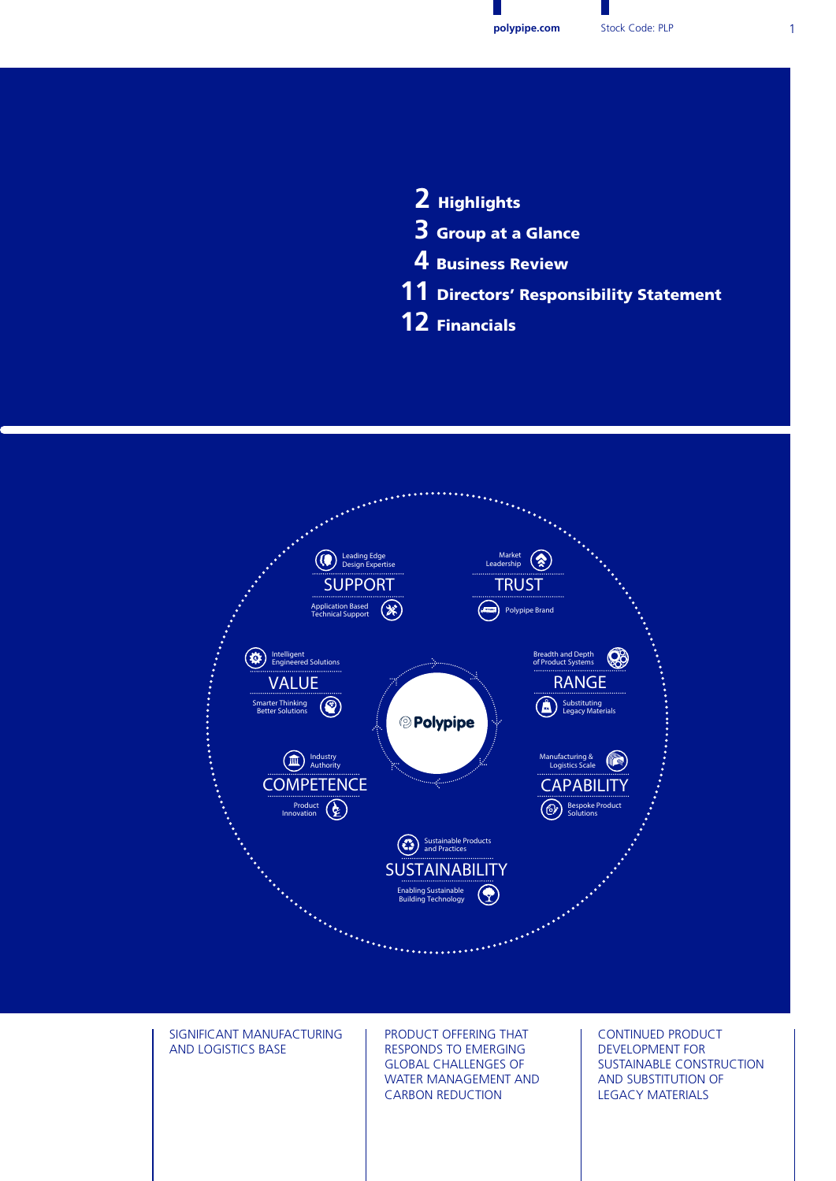- 2 **Highlights**
- 3 **Group at a Glance**
- 4 **Business Review**
- 11 **Directors' Responsibility Statement**
- 12 **Financials**

**Polypipe**

**SUPPORT**
- Leading Edge Design Expertise
- Application Based Technical Support

**TRUST**
- Market Leadership
- Polypipe Brand

**VALUE**
- Intelligent Engineered Solutions
- Smarter Thinking Better Solutions

**RANGE**
- Breadth and Depth of Product Systems
- Substituting Legacy Materials

**COMPETENCE**
- Industry Authority
- Product Innovation

**CAPABILITY**
- Manufacturing & Logistics Scale
- Bespoke Product Solutions

**SUSTAINABILITY**
- Sustainable Products and Practices
- Enabling Sustainable Building Technology

SIGNIFICANT MANUFACTURING AND LOGISTICS BASE

PRODUCT OFFERING THAT RESPONDS TO EMERGING GLOBAL CHALLENGES OF WATER MANAGEMENT AND CARBON REDUCTION

CONTINUED PRODUCT DEVELOPMENT FOR SUSTAINABLE CONSTRUCTION AND SUBSTITUTION OF LEGACY MATERIALS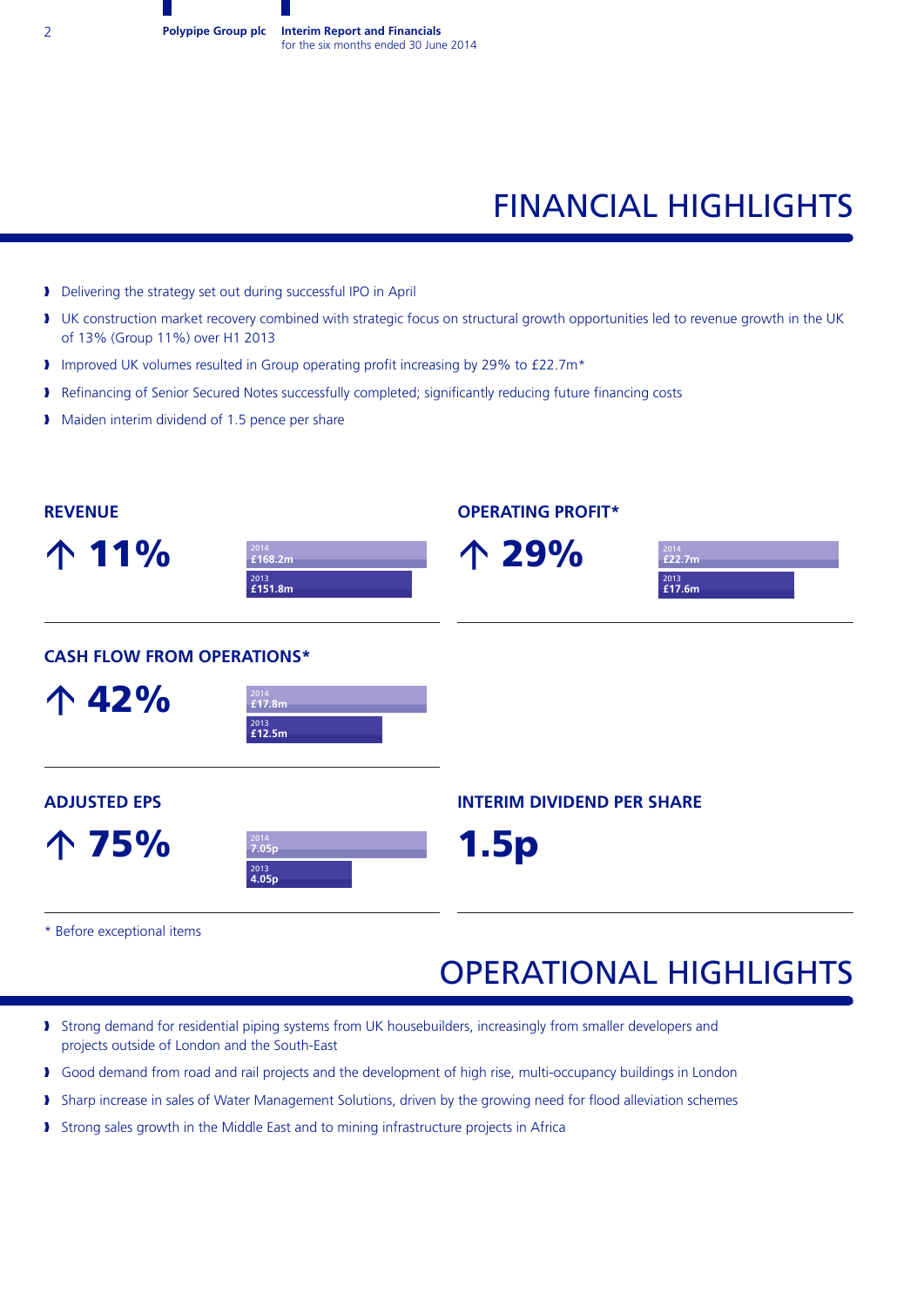# FINANCIAL HIGHLIGHTS

- Delivering the strategy set out during successful IPO in April
- UK construction market recovery combined with strategic focus on structural growth opportunities led to revenue growth in the UK of 13% (Group 11%) over H1 2013
- Improved UK volumes resulted in Group operating profit increasing by 29% to £22.7m*
- Refinancing of Senior Secured Notes successfully completed; significantly reducing future financing costs
- Maiden interim dividend of 1.5 pence per share

## REVENUE

**↑ 11%**

| Year | Revenue |
| --- | --- |
| 2014 | £168.2m |
| 2013 | £151.8m |

## OPERATING PROFIT*

**↑ 29%**

| Year | Operating profit* |
| --- | --- |
| 2014 | £22.7m |
| 2013 | £17.6m |

## CASH FLOW FROM OPERATIONS*

**↑ 42%**

| Year | Cash flow from operations* |
| --- | --- |
| 2014 | £17.8m |
| 2013 | £12.5m |

## ADJUSTED EPS

**↑ 75%**

| Year | Adjusted EPS |
| --- | --- |
| 2014 | 7.05p |
| 2013 | 4.05p |

## INTERIM DIVIDEND PER SHARE

**1.5p**

\* Before exceptional items

# OPERATIONAL HIGHLIGHTS

- Strong demand for residential piping systems from UK housebuilders, increasingly from smaller developers and projects outside of London and the South-East
- Good demand from road and rail projects and the development of high rise, multi-occupancy buildings in London
- Sharp increase in sales of Water Management Solutions, driven by the growing need for flood alleviation schemes
- Strong sales growth in the Middle East and to mining infrastructure projects in Africa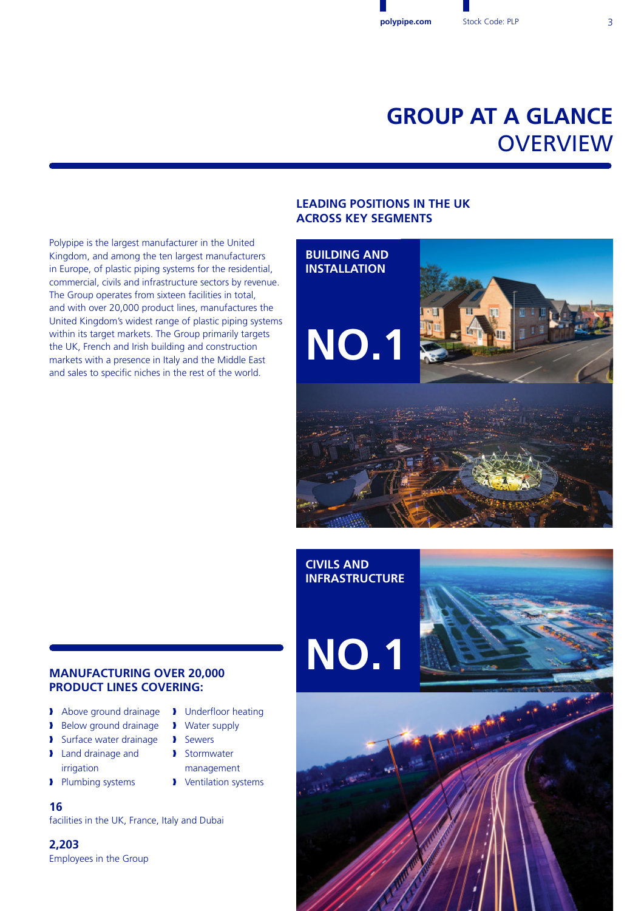# GROUP AT A GLANCE
## OVERVIEW

Polypipe is the largest manufacturer in the United Kingdom, and among the ten largest manufacturers in Europe, of plastic piping systems for the residential, commercial, civils and infrastructure sectors by revenue. The Group operates from sixteen facilities in total, and with over 20,000 product lines, manufactures the United Kingdom's widest range of plastic piping systems within its target markets. The Group primarily targets the UK, French and Irish building and construction markets with a presence in Italy and the Middle East and sales to specific niches in the rest of the world.

### LEADING POSITIONS IN THE UK ACROSS KEY SEGMENTS

**BUILDING AND INSTALLATION**

**NO.1**

**CIVILS AND INFRASTRUCTURE**

**NO.1**

### MANUFACTURING OVER 20,000 PRODUCT LINES COVERING:

- Above ground drainage
- Below ground drainage
- Surface water drainage
- Land drainage and irrigation
- Plumbing systems
- Underfloor heating
- Water supply
- Sewers
- Stormwater management
- Ventilation systems

**16**
facilities in the UK, France, Italy and Dubai

**2,203**
Employees in the Group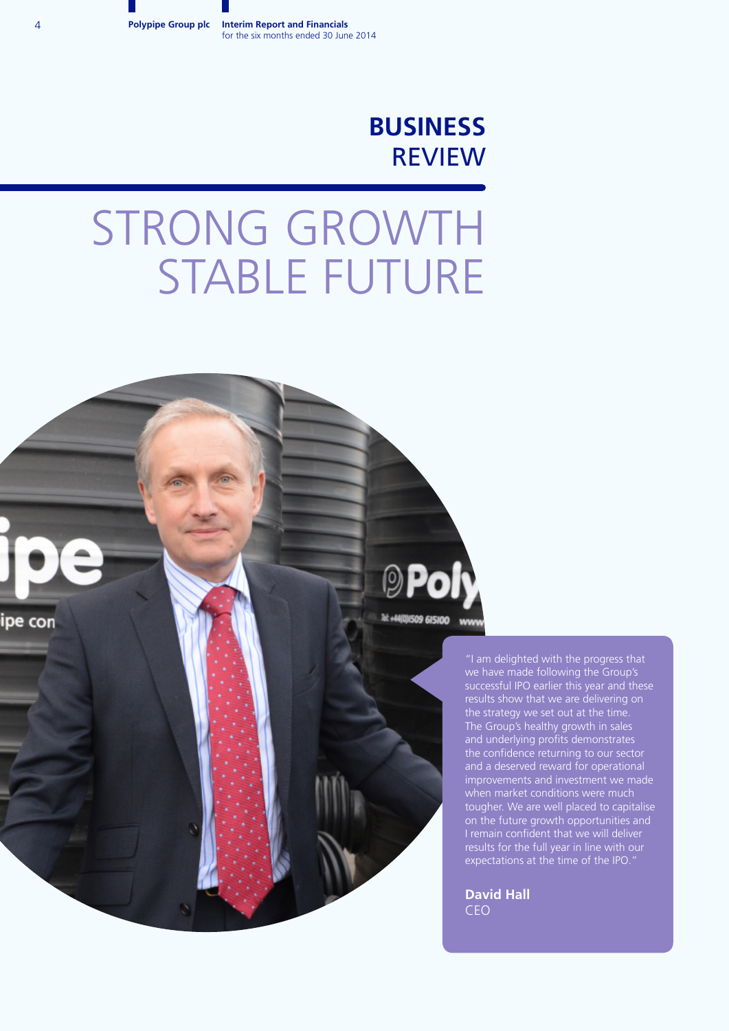# BUSINESS REVIEW

## STRONG GROWTH STABLE FUTURE

"I am delighted with the progress that we have made following the Group's successful IPO earlier this year and these results show that we are delivering on the strategy we set out at the time. The Group's healthy growth in sales and underlying profits demonstrates the confidence returning to our sector and a deserved reward for operational improvements and investment we made when market conditions were much tougher. We are well placed to capitalise on the future growth opportunities and I remain confident that we will deliver results for the full year in line with our expectations at the time of the IPO."

**David Hall**
CEO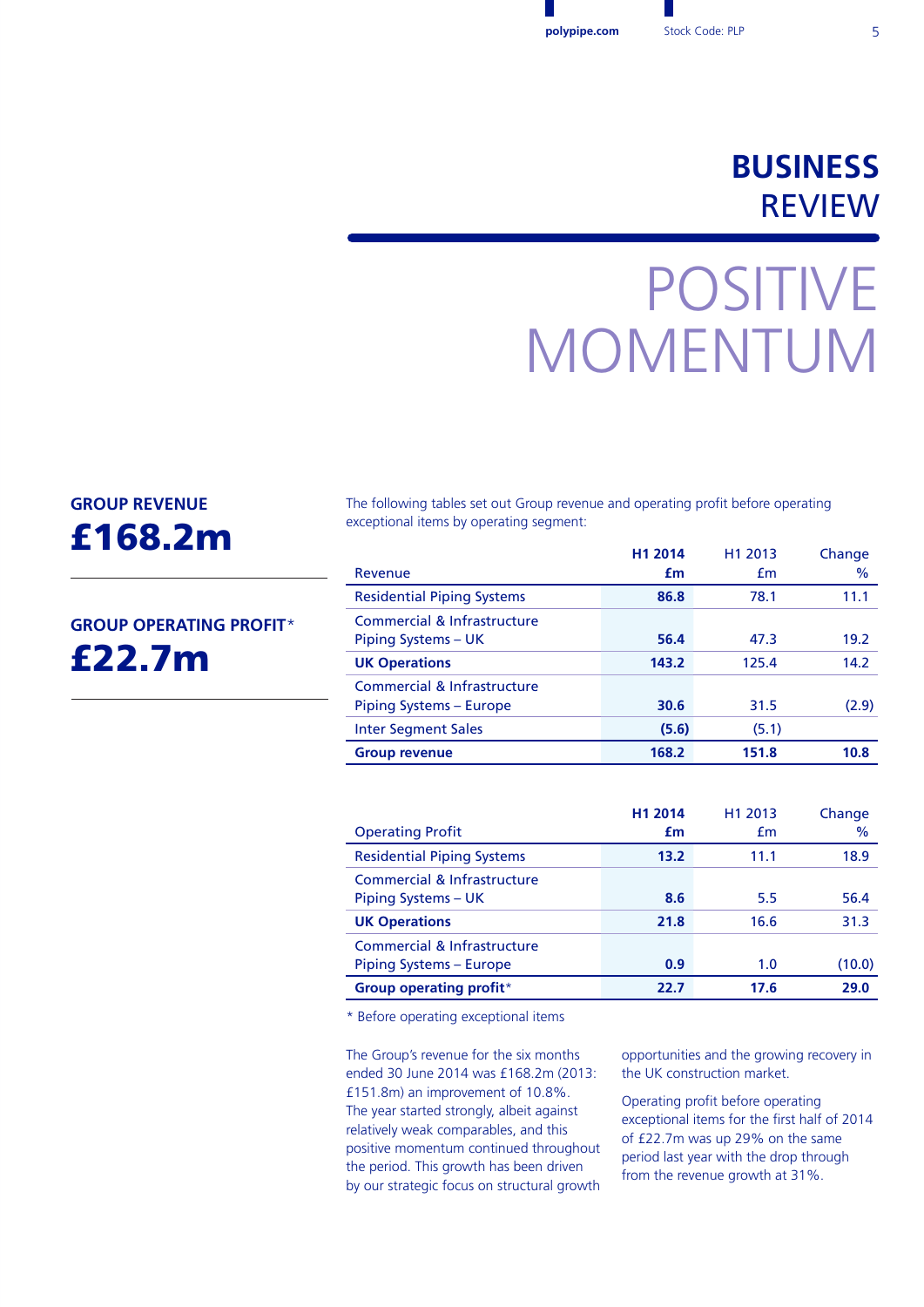# BUSINESS REVIEW

# POSITIVE MOMENTUM

**GROUP REVENUE**

**£168.2m**

**GROUP OPERATING PROFIT***

**£22.7m**

The following tables set out Group revenue and operating profit before operating exceptional items by operating segment:

| Revenue | H1 2014 £m | H1 2013 £m | Change % |
|---|---|---|---|
| Residential Piping Systems | **86.8** | 78.1 | 11.1 |
| Commercial & Infrastructure Piping Systems – UK | **56.4** | 47.3 | 19.2 |
| **UK Operations** | **143.2** | 125.4 | 14.2 |
| Commercial & Infrastructure Piping Systems – Europe | **30.6** | 31.5 | (2.9) |
| Inter Segment Sales | **(5.6)** | (5.1) | |
| **Group revenue** | **168.2** | **151.8** | **10.8** |

| Operating Profit | H1 2014 £m | H1 2013 £m | Change % |
|---|---|---|---|
| Residential Piping Systems | **13.2** | 11.1 | 18.9 |
| Commercial & Infrastructure Piping Systems – UK | **8.6** | 5.5 | 56.4 |
| **UK Operations** | **21.8** | 16.6 | 31.3 |
| Commercial & Infrastructure Piping Systems – Europe | **0.9** | 1.0 | (10.0) |
| **Group operating profit*** | **22.7** | **17.6** | **29.0** |

* Before operating exceptional items

The Group's revenue for the six months ended 30 June 2014 was £168.2m (2013: £151.8m) an improvement of 10.8%. The year started strongly, albeit against relatively weak comparables, and this positive momentum continued throughout the period. This growth has been driven by our strategic focus on structural growth opportunities and the growing recovery in the UK construction market.

Operating profit before operating exceptional items for the first half of 2014 of £22.7m was up 29% on the same period last year with the drop through from the revenue growth at 31%.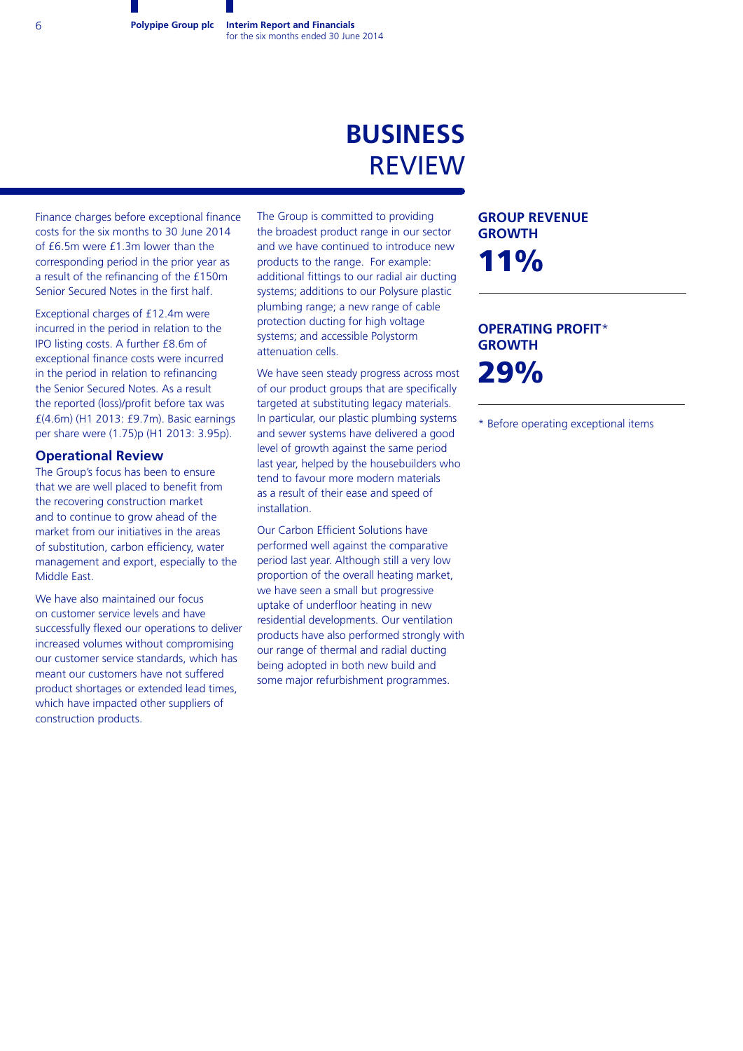# BUSINESS REVIEW

Finance charges before exceptional finance costs for the six months to 30 June 2014 of £6.5m were £1.3m lower than the corresponding period in the prior year as a result of the refinancing of the £150m Senior Secured Notes in the first half.

Exceptional charges of £12.4m were incurred in the period in relation to the IPO listing costs. A further £8.6m of exceptional finance costs were incurred in the period in relation to refinancing the Senior Secured Notes. As a result the reported (loss)/profit before tax was £(4.6m) (H1 2013: £9.7m). Basic earnings per share were (1.75)p (H1 2013: 3.95p).

## Operational Review

The Group's focus has been to ensure that we are well placed to benefit from the recovering construction market and to continue to grow ahead of the market from our initiatives in the areas of substitution, carbon efficiency, water management and export, especially to the Middle East.

We have also maintained our focus on customer service levels and have successfully flexed our operations to deliver increased volumes without compromising our customer service standards, which has meant our customers have not suffered product shortages or extended lead times, which have impacted other suppliers of construction products.

The Group is committed to providing the broadest product range in our sector and we have continued to introduce new products to the range. For example: additional fittings to our radial air ducting systems; additions to our Polysure plastic plumbing range; a new range of cable protection ducting for high voltage systems; and accessible Polystorm attenuation cells.

We have seen steady progress across most of our product groups that are specifically targeted at substituting legacy materials. In particular, our plastic plumbing systems and sewer systems have delivered a good level of growth against the same period last year, helped by the housebuilders who tend to favour more modern materials as a result of their ease and speed of installation.

Our Carbon Efficient Solutions have performed well against the comparative period last year. Although still a very low proportion of the overall heating market, we have seen a small but progressive uptake of underfloor heating in new residential developments. Our ventilation products have also performed strongly with our range of thermal and radial ducting being adopted in both new build and some major refurbishment programmes.

**GROUP REVENUE GROWTH**

**11%**

**OPERATING PROFIT* GROWTH**

**29%**

* Before operating exceptional items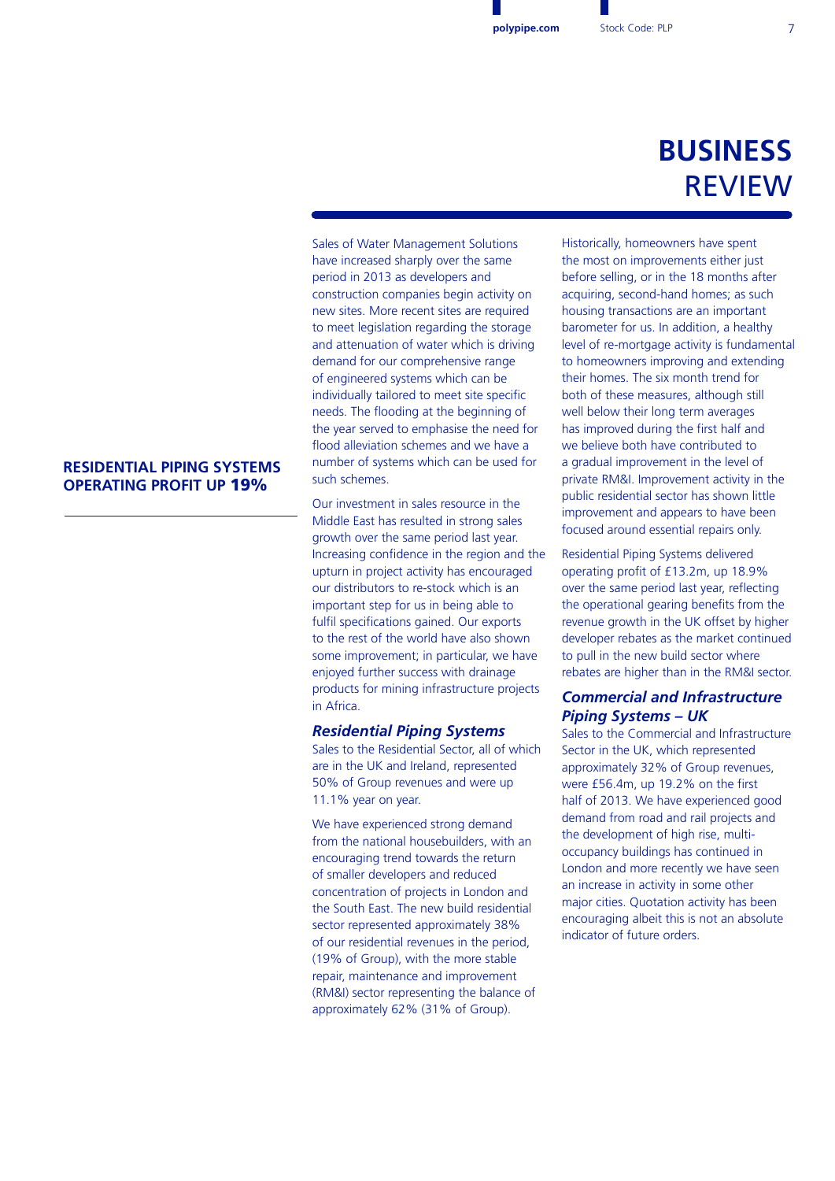# BUSINESS REVIEW

**RESIDENTIAL PIPING SYSTEMS OPERATING PROFIT UP 19%**

Sales of Water Management Solutions have increased sharply over the same period in 2013 as developers and construction companies begin activity on new sites. More recent sites are required to meet legislation regarding the storage and attenuation of water which is driving demand for our comprehensive range of engineered systems which can be individually tailored to meet site specific needs. The flooding at the beginning of the year served to emphasise the need for flood alleviation schemes and we have a number of systems which can be used for such schemes.

Our investment in sales resource in the Middle East has resulted in strong sales growth over the same period last year. Increasing confidence in the region and the upturn in project activity has encouraged our distributors to re-stock which is an important step for us in being able to fulfil specifications gained. Our exports to the rest of the world have also shown some improvement; in particular, we have enjoyed further success with drainage products for mining infrastructure projects in Africa.

### *Residential Piping Systems*

Sales to the Residential Sector, all of which are in the UK and Ireland, represented 50% of Group revenues and were up 11.1% year on year.

We have experienced strong demand from the national housebuilders, with an encouraging trend towards the return of smaller developers and reduced concentration of projects in London and the South East. The new build residential sector represented approximately 38% of our residential revenues in the period, (19% of Group), with the more stable repair, maintenance and improvement (RM&I) sector representing the balance of approximately 62% (31% of Group).

Historically, homeowners have spent the most on improvements either just before selling, or in the 18 months after acquiring, second-hand homes; as such housing transactions are an important barometer for us. In addition, a healthy level of re-mortgage activity is fundamental to homeowners improving and extending their homes. The six month trend for both of these measures, although still well below their long term averages has improved during the first half and we believe both have contributed to a gradual improvement in the level of private RM&I. Improvement activity in the public residential sector has shown little improvement and appears to have been focused around essential repairs only.

Residential Piping Systems delivered operating profit of £13.2m, up 18.9% over the same period last year, reflecting the operational gearing benefits from the revenue growth in the UK offset by higher developer rebates as the market continued to pull in the new build sector where rebates are higher than in the RM&I sector.

### *Commercial and Infrastructure Piping Systems – UK*

Sales to the Commercial and Infrastructure Sector in the UK, which represented approximately 32% of Group revenues, were £56.4m, up 19.2% on the first half of 2013. We have experienced good demand from road and rail projects and the development of high rise, multi-occupancy buildings has continued in London and more recently we have seen an increase in activity in some other major cities. Quotation activity has been encouraging albeit this is not an absolute indicator of future orders.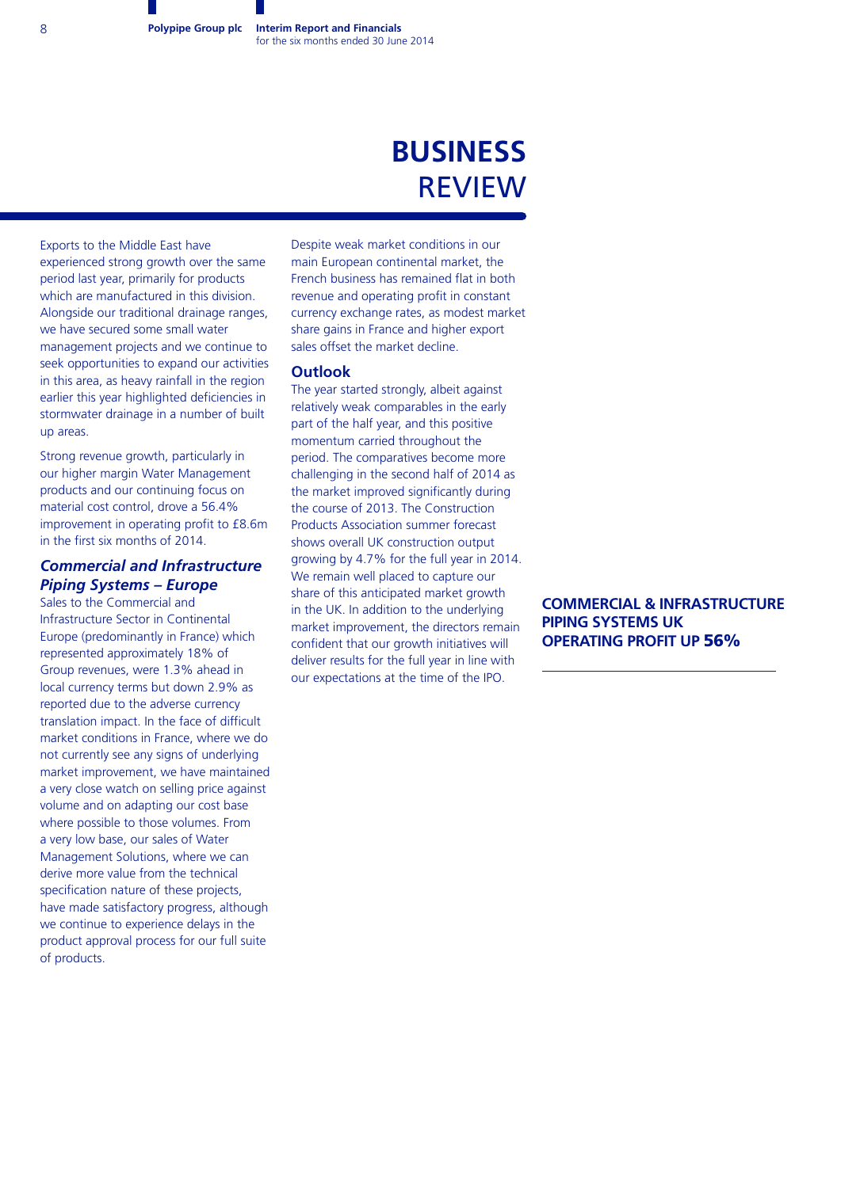# BUSINESS REVIEW

Exports to the Middle East have experienced strong growth over the same period last year, primarily for products which are manufactured in this division. Alongside our traditional drainage ranges, we have secured some small water management projects and we continue to seek opportunities to expand our activities in this area, as heavy rainfall in the region earlier this year highlighted deficiencies in stormwater drainage in a number of built up areas.

Strong revenue growth, particularly in our higher margin Water Management products and our continuing focus on material cost control, drove a 56.4% improvement in operating profit to £8.6m in the first six months of 2014.

### *Commercial and Infrastructure Piping Systems – Europe*

Sales to the Commercial and Infrastructure Sector in Continental Europe (predominantly in France) which represented approximately 18% of Group revenues, were 1.3% ahead in local currency terms but down 2.9% as reported due to the adverse currency translation impact. In the face of difficult market conditions in France, where we do not currently see any signs of underlying market improvement, we have maintained a very close watch on selling price against volume and on adapting our cost base where possible to those volumes. From a very low base, our sales of Water Management Solutions, where we can derive more value from the technical specification nature of these projects, have made satisfactory progress, although we continue to experience delays in the product approval process for our full suite of products.

Despite weak market conditions in our main European continental market, the French business has remained flat in both revenue and operating profit in constant currency exchange rates, as modest market share gains in France and higher export sales offset the market decline.

## Outlook

The year started strongly, albeit against relatively weak comparables in the early part of the half year, and this positive momentum carried throughout the period. The comparatives become more challenging in the second half of 2014 as the market improved significantly during the course of 2013. The Construction Products Association summer forecast shows overall UK construction output growing by 4.7% for the full year in 2014. We remain well placed to capture our share of this anticipated market growth in the UK. In addition to the underlying market improvement, the directors remain confident that our growth initiatives will deliver results for the full year in line with our expectations at the time of the IPO.

**COMMERCIAL & INFRASTRUCTURE PIPING SYSTEMS UK OPERATING PROFIT UP 56%**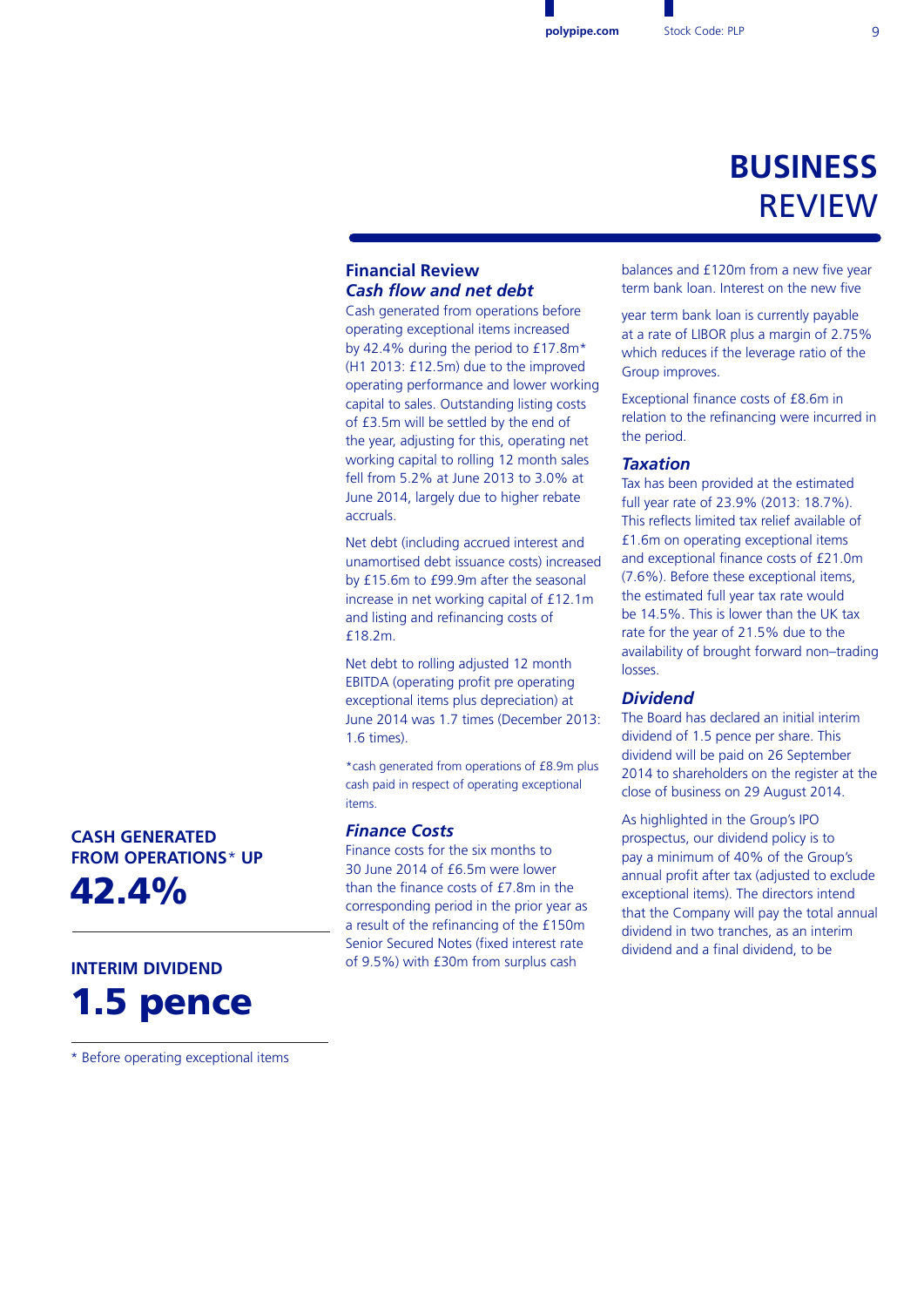# BUSINESS REVIEW

**CASH GENERATED FROM OPERATIONS* UP**

**42.4%**

**INTERIM DIVIDEND**

**1.5 pence**

* Before operating exceptional items

## Financial Review

### *Cash flow and net debt*

Cash generated from operations before operating exceptional items increased by 42.4% during the period to £17.8m* (H1 2013: £12.5m) due to the improved operating performance and lower working capital to sales. Outstanding listing costs of £3.5m will be settled by the end of the year, adjusting for this, operating net working capital to rolling 12 month sales fell from 5.2% at June 2013 to 3.0% at June 2014, largely due to higher rebate accruals.

Net debt (including accrued interest and unamortised debt issuance costs) increased by £15.6m to £99.9m after the seasonal increase in net working capital of £12.1m and listing and refinancing costs of £18.2m.

Net debt to rolling adjusted 12 month EBITDA (operating profit pre operating exceptional items plus depreciation) at June 2014 was 1.7 times (December 2013: 1.6 times).

*cash generated from operations of £8.9m plus cash paid in respect of operating exceptional items.

### *Finance Costs*

Finance costs for the six months to 30 June 2014 of £6.5m were lower than the finance costs of £7.8m in the corresponding period in the prior year as a result of the refinancing of the £150m Senior Secured Notes (fixed interest rate of 9.5%) with £30m from surplus cash balances and £120m from a new five year term bank loan. Interest on the new five year term bank loan is currently payable at a rate of LIBOR plus a margin of 2.75% which reduces if the leverage ratio of the Group improves.

Exceptional finance costs of £8.6m in relation to the refinancing were incurred in the period.

### *Taxation*

Tax has been provided at the estimated full year rate of 23.9% (2013: 18.7%). This reflects limited tax relief available of £1.6m on operating exceptional items and exceptional finance costs of £21.0m (7.6%). Before these exceptional items, the estimated full year tax rate would be 14.5%. This is lower than the UK tax rate for the year of 21.5% due to the availability of brought forward non–trading losses.

### *Dividend*

The Board has declared an initial interim dividend of 1.5 pence per share. This dividend will be paid on 26 September 2014 to shareholders on the register at the close of business on 29 August 2014.

As highlighted in the Group's IPO prospectus, our dividend policy is to pay a minimum of 40% of the Group's annual profit after tax (adjusted to exclude exceptional items). The directors intend that the Company will pay the total annual dividend in two tranches, as an interim dividend and a final dividend, to be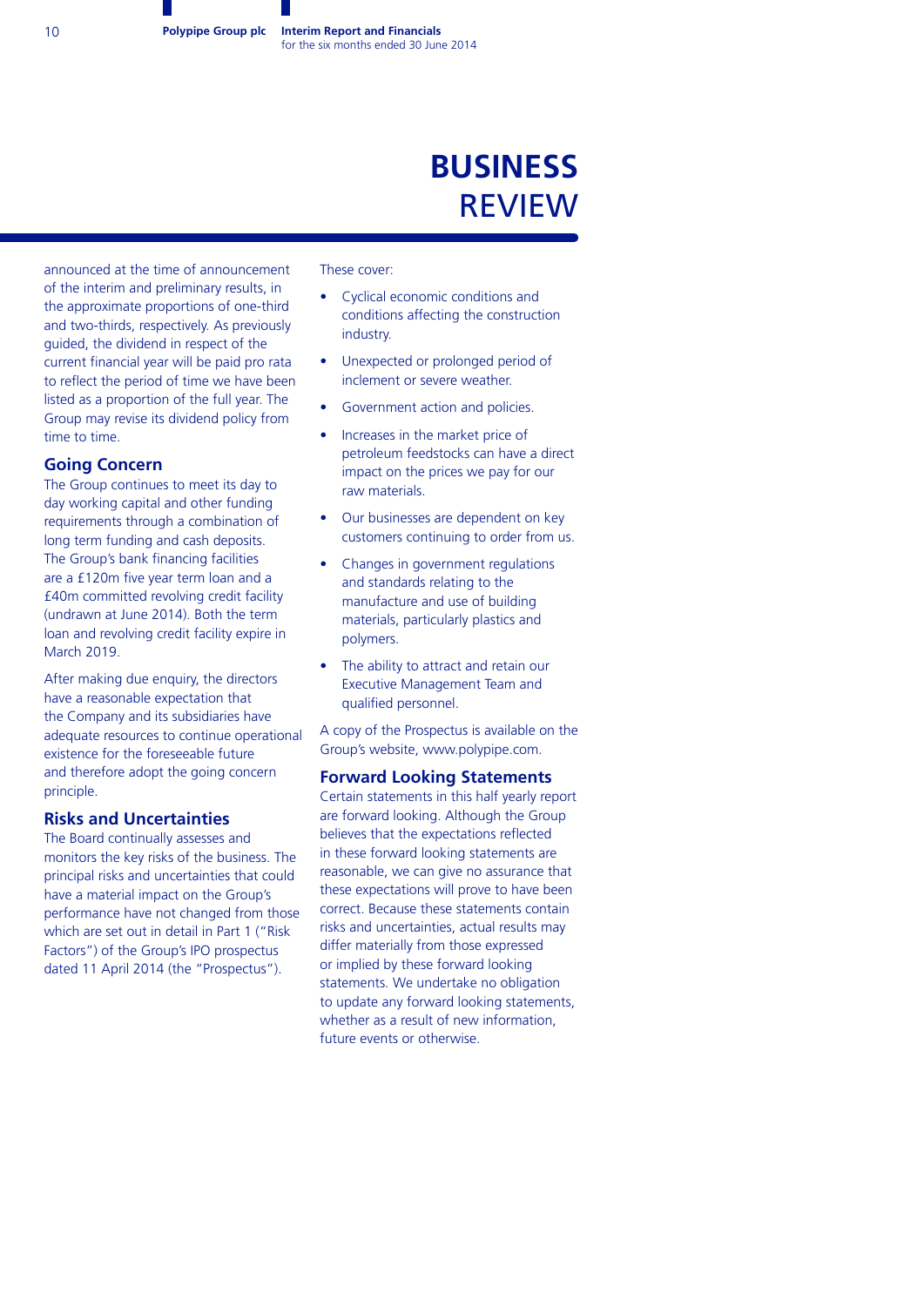# BUSINESS REVIEW

announced at the time of announcement of the interim and preliminary results, in the approximate proportions of one-third and two-thirds, respectively. As previously guided, the dividend in respect of the current financial year will be paid pro rata to reflect the period of time we have been listed as a proportion of the full year. The Group may revise its dividend policy from time to time.

## Going Concern

The Group continues to meet its day to day working capital and other funding requirements through a combination of long term funding and cash deposits. The Group's bank financing facilities are a £120m five year term loan and a £40m committed revolving credit facility (undrawn at June 2014). Both the term loan and revolving credit facility expire in March 2019.

After making due enquiry, the directors have a reasonable expectation that the Company and its subsidiaries have adequate resources to continue operational existence for the foreseeable future and therefore adopt the going concern principle.

## Risks and Uncertainties

The Board continually assesses and monitors the key risks of the business. The principal risks and uncertainties that could have a material impact on the Group's performance have not changed from those which are set out in detail in Part 1 ("Risk Factors") of the Group's IPO prospectus dated 11 April 2014 (the "Prospectus").

These cover:

- Cyclical economic conditions and conditions affecting the construction industry.
- Unexpected or prolonged period of inclement or severe weather.
- Government action and policies.
- Increases in the market price of petroleum feedstocks can have a direct impact on the prices we pay for our raw materials.
- Our businesses are dependent on key customers continuing to order from us.
- Changes in government regulations and standards relating to the manufacture and use of building materials, particularly plastics and polymers.
- The ability to attract and retain our Executive Management Team and qualified personnel.

A copy of the Prospectus is available on the Group's website, www.polypipe.com.

## Forward Looking Statements

Certain statements in this half yearly report are forward looking. Although the Group believes that the expectations reflected in these forward looking statements are reasonable, we can give no assurance that these expectations will prove to have been correct. Because these statements contain risks and uncertainties, actual results may differ materially from those expressed or implied by these forward looking statements. We undertake no obligation to update any forward looking statements, whether as a result of new information, future events or otherwise.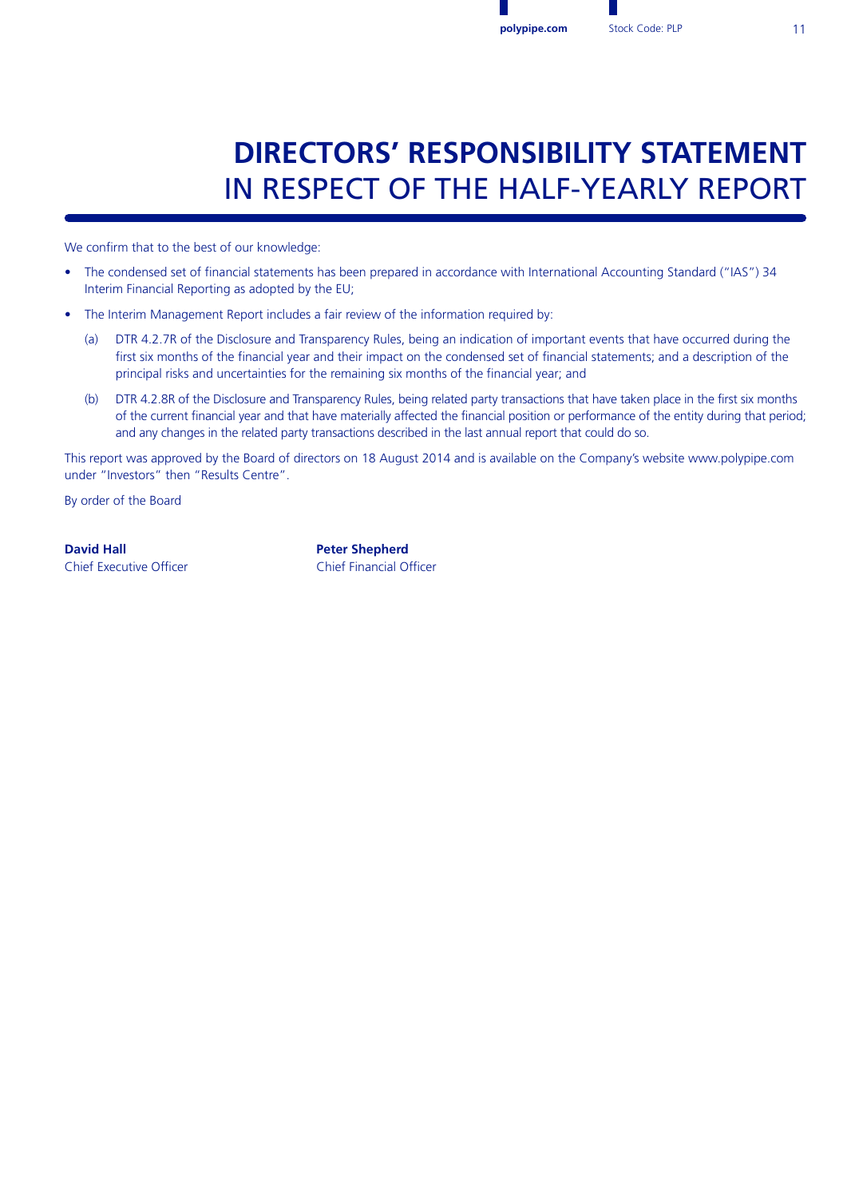# DIRECTORS' RESPONSIBILITY STATEMENT IN RESPECT OF THE HALF-YEARLY REPORT

We confirm that to the best of our knowledge:

- The condensed set of financial statements has been prepared in accordance with International Accounting Standard ("IAS") 34 Interim Financial Reporting as adopted by the EU;
- The Interim Management Report includes a fair review of the information required by:
  - (a) DTR 4.2.7R of the Disclosure and Transparency Rules, being an indication of important events that have occurred during the first six months of the financial year and their impact on the condensed set of financial statements; and a description of the principal risks and uncertainties for the remaining six months of the financial year; and
  - (b) DTR 4.2.8R of the Disclosure and Transparency Rules, being related party transactions that have taken place in the first six months of the current financial year and that have materially affected the financial position or performance of the entity during that period; and any changes in the related party transactions described in the last annual report that could do so.

This report was approved by the Board of directors on 18 August 2014 and is available on the Company's website www.polypipe.com under "Investors" then "Results Centre".

By order of the Board

**David Hall**
Chief Executive Officer

**Peter Shepherd**
Chief Financial Officer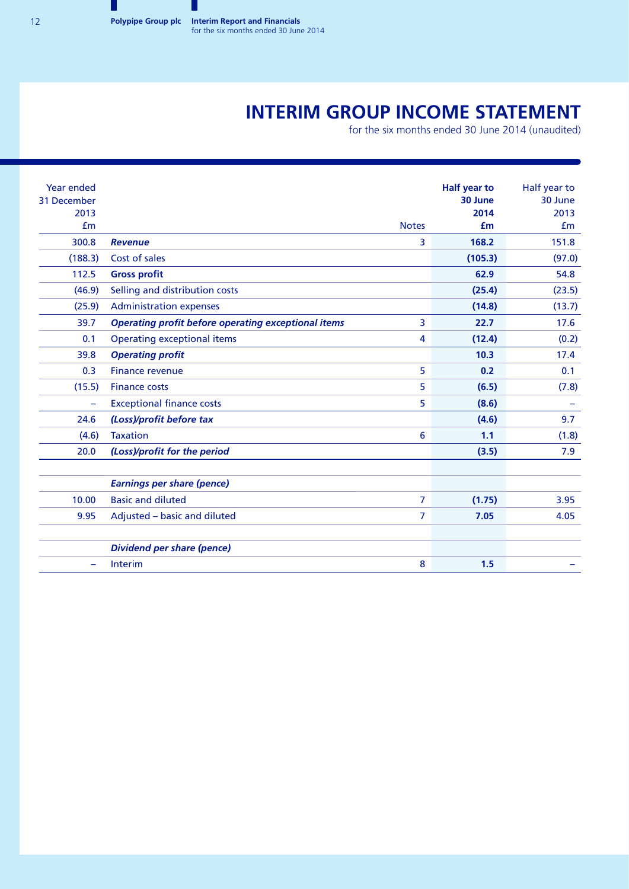# INTERIM GROUP INCOME STATEMENT

for the six months ended 30 June 2014 (unaudited)

| Year ended 31 December 2013 £m | | Notes | Half year to 30 June 2014 £m | Half year to 30 June 2013 £m |
|---|---|---|---|---|
| 300.8 | ***Revenue*** | 3 | **168.2** | 151.8 |
| (188.3) | Cost of sales | | **(105.3)** | (97.0) |
| 112.5 | **Gross profit** | | **62.9** | 54.8 |
| (46.9) | Selling and distribution costs | | **(25.4)** | (23.5) |
| (25.9) | Administration expenses | | **(14.8)** | (13.7) |
| 39.7 | ***Operating profit before operating exceptional items*** | 3 | **22.7** | 17.6 |
| 0.1 | Operating exceptional items | 4 | **(12.4)** | (0.2) |
| 39.8 | ***Operating profit*** | | **10.3** | 17.4 |
| 0.3 | Finance revenue | 5 | **0.2** | 0.1 |
| (15.5) | Finance costs | 5 | **(6.5)** | (7.8) |
| – | Exceptional finance costs | 5 | **(8.6)** | – |
| 24.6 | ***(Loss)/profit before tax*** | | **(4.6)** | 9.7 |
| (4.6) | Taxation | 6 | **1.1** | (1.8) |
| 20.0 | ***(Loss)/profit for the period*** | | **(3.5)** | 7.9 |
| | | | | |
| | ***Earnings per share (pence)*** | | | |
| 10.00 | Basic and diluted | 7 | **(1.75)** | 3.95 |
| 9.95 | Adjusted – basic and diluted | 7 | **7.05** | 4.05 |
| | | | | |
| | ***Dividend per share (pence)*** | | | |
| – | Interim | 8 | **1.5** | – |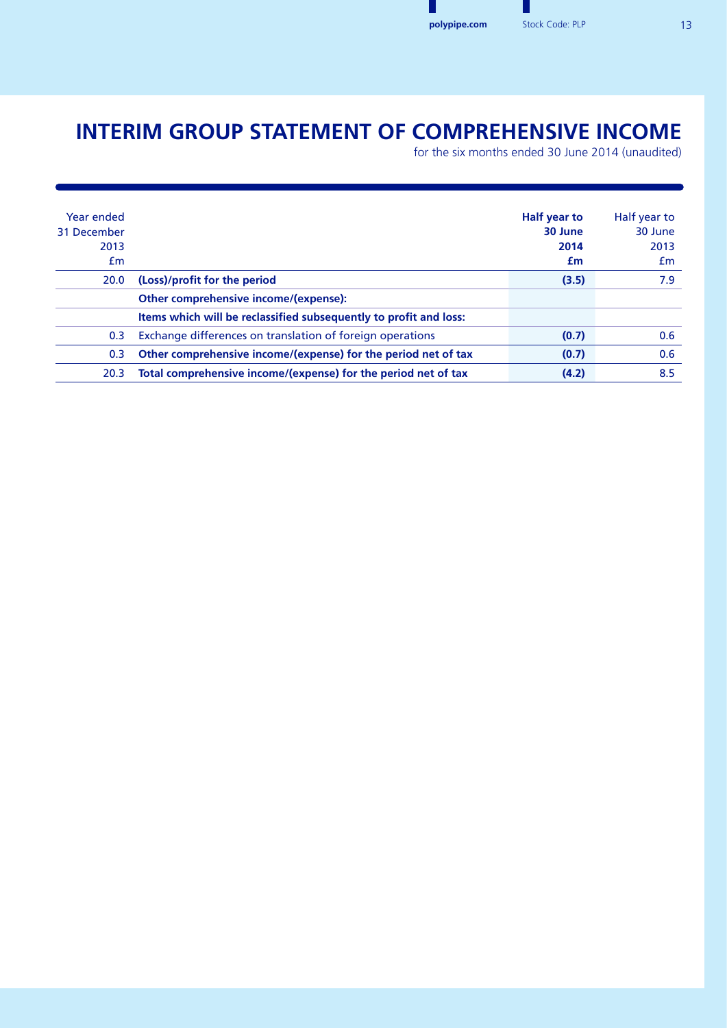# INTERIM GROUP STATEMENT OF COMPREHENSIVE INCOME

for the six months ended 30 June 2014 (unaudited)

| Year ended 31 December 2013 £m | | Half year to 30 June 2014 £m | Half year to 30 June 2013 £m |
|---|---|---|---|
| 20.0 | **(Loss)/profit for the period** | **(3.5)** | 7.9 |
| | **Other comprehensive income/(expense):** | | |
| | **Items which will be reclassified subsequently to profit and loss:** | | |
| 0.3 | Exchange differences on translation of foreign operations | **(0.7)** | 0.6 |
| 0.3 | **Other comprehensive income/(expense) for the period net of tax** | **(0.7)** | 0.6 |
| 20.3 | **Total comprehensive income/(expense) for the period net of tax** | **(4.2)** | 8.5 |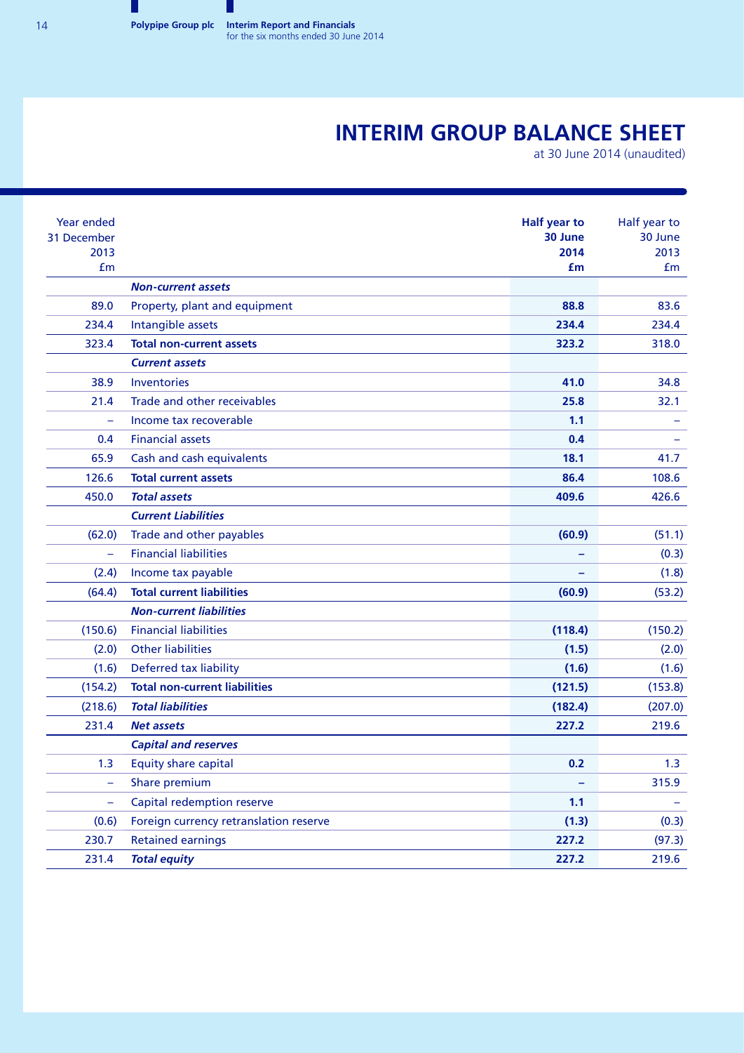# INTERIM GROUP BALANCE SHEET

at 30 June 2014 (unaudited)

| Year ended 31 December 2013 £m | | Half year to 30 June 2014 £m | Half year to 30 June 2013 £m |
|---|---|---|---|
| | ***Non-current assets*** | | |
| 89.0 | Property, plant and equipment | **88.8** | 83.6 |
| 234.4 | Intangible assets | **234.4** | 234.4 |
| 323.4 | **Total non-current assets** | **323.2** | 318.0 |
| | ***Current assets*** | | |
| 38.9 | Inventories | **41.0** | 34.8 |
| 21.4 | Trade and other receivables | **25.8** | 32.1 |
| – | Income tax recoverable | **1.1** | – |
| 0.4 | Financial assets | **0.4** | – |
| 65.9 | Cash and cash equivalents | **18.1** | 41.7 |
| 126.6 | **Total current assets** | **86.4** | 108.6 |
| 450.0 | ***Total assets*** | **409.6** | 426.6 |
| | ***Current Liabilities*** | | |
| (62.0) | Trade and other payables | **(60.9)** | (51.1) |
| – | Financial liabilities | **–** | (0.3) |
| (2.4) | Income tax payable | **–** | (1.8) |
| (64.4) | **Total current liabilities** | **(60.9)** | (53.2) |
| | ***Non-current liabilities*** | | |
| (150.6) | Financial liabilities | **(118.4)** | (150.2) |
| (2.0) | Other liabilities | **(1.5)** | (2.0) |
| (1.6) | Deferred tax liability | **(1.6)** | (1.6) |
| (154.2) | **Total non-current liabilities** | **(121.5)** | (153.8) |
| (218.6) | ***Total liabilities*** | **(182.4)** | (207.0) |
| 231.4 | ***Net assets*** | **227.2** | 219.6 |
| | ***Capital and reserves*** | | |
| 1.3 | Equity share capital | **0.2** | 1.3 |
| – | Share premium | **–** | 315.9 |
| – | Capital redemption reserve | **1.1** | – |
| (0.6) | Foreign currency retranslation reserve | **(1.3)** | (0.3) |
| 230.7 | Retained earnings | **227.2** | (97.3) |
| 231.4 | ***Total equity*** | **227.2** | 219.6 |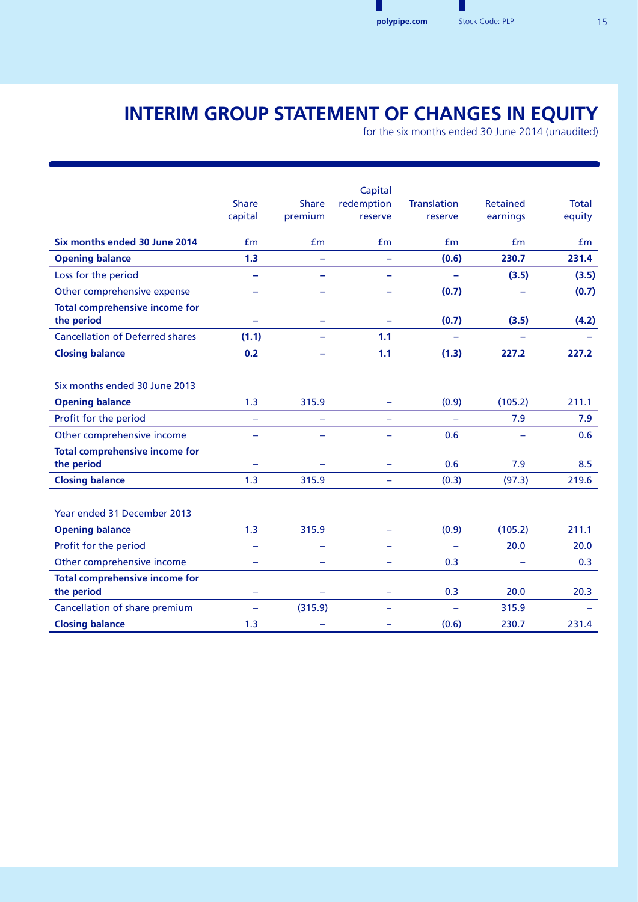# INTERIM GROUP STATEMENT OF CHANGES IN EQUITY

for the six months ended 30 June 2014 (unaudited)

| | Share capital | Share premium | Capital redemption reserve | Translation reserve | Retained earnings | Total equity |
|---|---|---|---|---|---|---|
| **Six months ended 30 June 2014** | £m | £m | £m | £m | £m | £m |
| **Opening balance** | **1.3** | **–** | **–** | **(0.6)** | **230.7** | **231.4** |
| Loss for the period | **–** | **–** | **–** | **–** | **(3.5)** | **(3.5)** |
| Other comprehensive expense | **–** | **–** | **–** | **(0.7)** | **–** | **(0.7)** |
| **Total comprehensive income for the period** | **–** | **–** | **–** | **(0.7)** | **(3.5)** | **(4.2)** |
| Cancellation of Deferred shares | **(1.1)** | **–** | **1.1** | **–** | **–** | **–** |
| **Closing balance** | **0.2** | **–** | **1.1** | **(1.3)** | **227.2** | **227.2** |
| Six months ended 30 June 2013 | | | | | | |
| **Opening balance** | 1.3 | 315.9 | – | (0.9) | (105.2) | 211.1 |
| Profit for the period | – | – | – | – | 7.9 | 7.9 |
| Other comprehensive income | – | – | – | 0.6 | – | 0.6 |
| **Total comprehensive income for the period** | – | – | – | 0.6 | 7.9 | 8.5 |
| **Closing balance** | 1.3 | 315.9 | – | (0.3) | (97.3) | 219.6 |
| Year ended 31 December 2013 | | | | | | |
| **Opening balance** | 1.3 | 315.9 | – | (0.9) | (105.2) | 211.1 |
| Profit for the period | – | – | – | – | 20.0 | 20.0 |
| Other comprehensive income | – | – | – | 0.3 | – | 0.3 |
| **Total comprehensive income for the period** | – | – | – | 0.3 | 20.0 | 20.3 |
| Cancellation of share premium | – | (315.9) | – | – | 315.9 | – |
| **Closing balance** | 1.3 | – | – | (0.6) | 230.7 | 231.4 |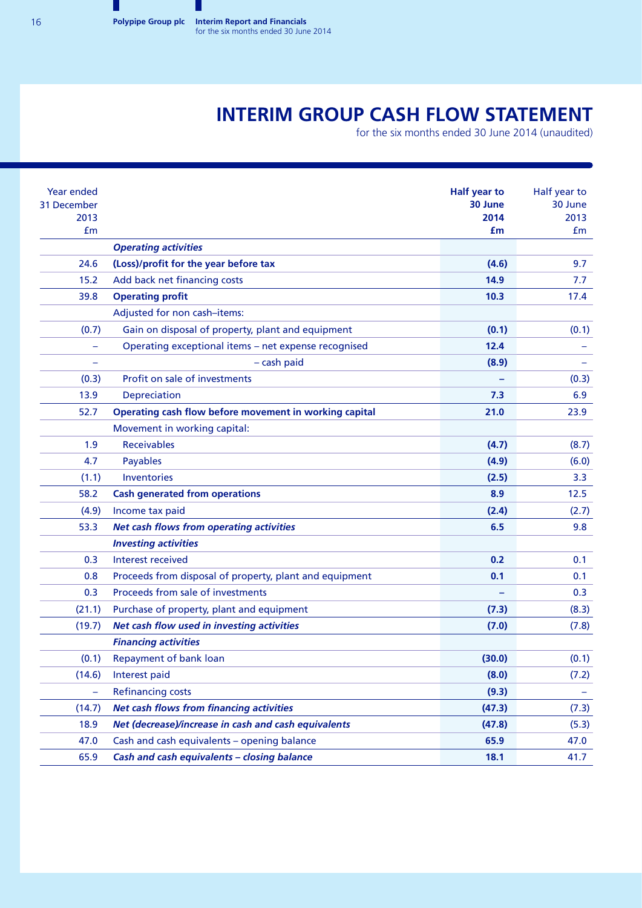# INTERIM GROUP CASH FLOW STATEMENT

for the six months ended 30 June 2014 (unaudited)

| Year ended 31 December 2013 £m | | Half year to 30 June 2014 £m | Half year to 30 June 2013 £m |
|---|---|---|---|
| | ***Operating activities*** | | |
| 24.6 | **(Loss)/profit for the year before tax** | **(4.6)** | 9.7 |
| 15.2 | Add back net financing costs | **14.9** | 7.7 |
| 39.8 | **Operating profit** | **10.3** | 17.4 |
| | Adjusted for non cash–items: | | |
| (0.7) | Gain on disposal of property, plant and equipment | **(0.1)** | (0.1) |
| – | Operating exceptional items – net expense recognised | **12.4** | – |
| – | – cash paid | **(8.9)** | – |
| (0.3) | Profit on sale of investments | **–** | (0.3) |
| 13.9 | Depreciation | **7.3** | 6.9 |
| 52.7 | **Operating cash flow before movement in working capital** | **21.0** | 23.9 |
| | Movement in working capital: | | |
| 1.9 | Receivables | **(4.7)** | (8.7) |
| 4.7 | Payables | **(4.9)** | (6.0) |
| (1.1) | Inventories | **(2.5)** | 3.3 |
| 58.2 | **Cash generated from operations** | **8.9** | 12.5 |
| (4.9) | Income tax paid | **(2.4)** | (2.7) |
| 53.3 | ***Net cash flows from operating activities*** | **6.5** | 9.8 |
| | ***Investing activities*** | | |
| 0.3 | Interest received | **0.2** | 0.1 |
| 0.8 | Proceeds from disposal of property, plant and equipment | **0.1** | 0.1 |
| 0.3 | Proceeds from sale of investments | **–** | 0.3 |
| (21.1) | Purchase of property, plant and equipment | **(7.3)** | (8.3) |
| (19.7) | ***Net cash flow used in investing activities*** | **(7.0)** | (7.8) |
| | ***Financing activities*** | | |
| (0.1) | Repayment of bank loan | **(30.0)** | (0.1) |
| (14.6) | Interest paid | **(8.0)** | (7.2) |
| – | Refinancing costs | **(9.3)** | – |
| (14.7) | ***Net cash flows from financing activities*** | **(47.3)** | (7.3) |
| 18.9 | ***Net (decrease)/increase in cash and cash equivalents*** | **(47.8)** | (5.3) |
| 47.0 | Cash and cash equivalents – opening balance | **65.9** | 47.0 |
| 65.9 | ***Cash and cash equivalents – closing balance*** | **18.1** | 41.7 |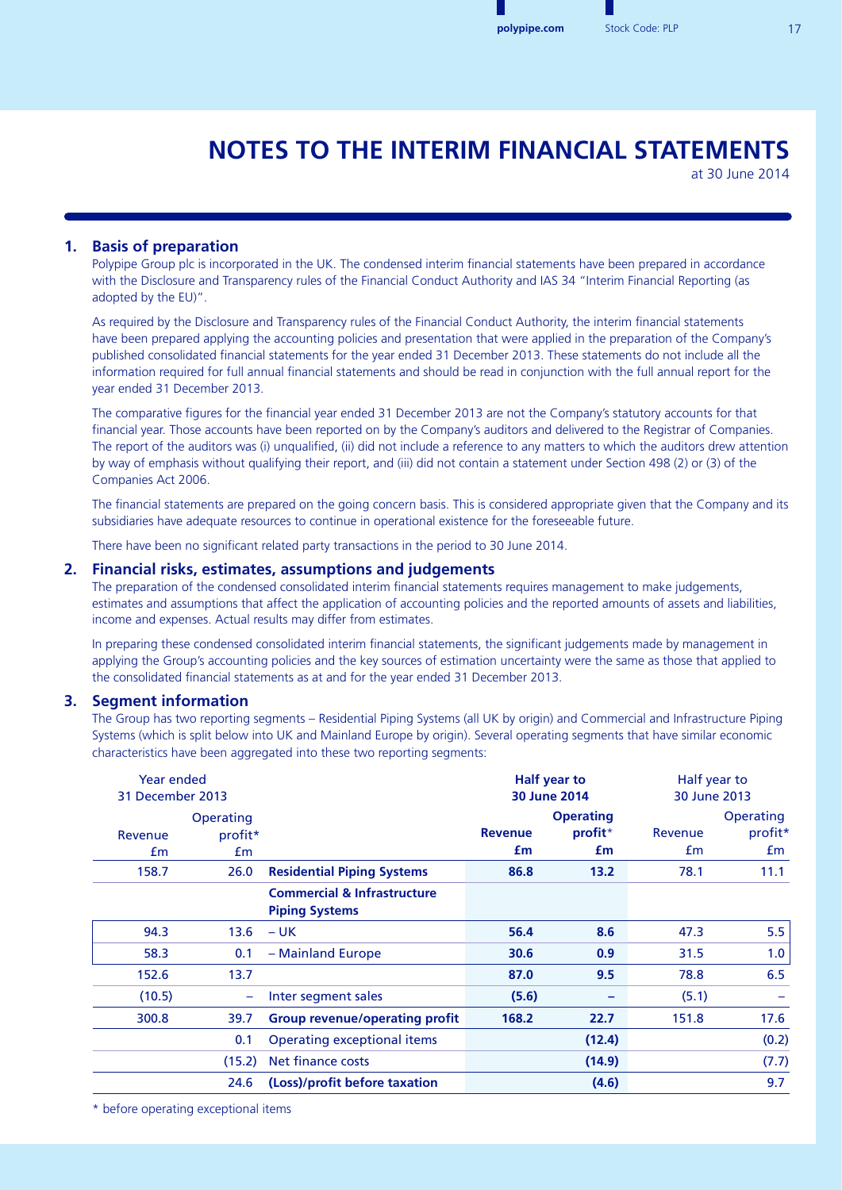# NOTES TO THE INTERIM FINANCIAL STATEMENTS

at 30 June 2014

## 1. Basis of preparation

Polypipe Group plc is incorporated in the UK. The condensed interim financial statements have been prepared in accordance with the Disclosure and Transparency rules of the Financial Conduct Authority and IAS 34 "Interim Financial Reporting (as adopted by the EU)".

As required by the Disclosure and Transparency rules of the Financial Conduct Authority, the interim financial statements have been prepared applying the accounting policies and presentation that were applied in the preparation of the Company's published consolidated financial statements for the year ended 31 December 2013. These statements do not include all the information required for full annual financial statements and should be read in conjunction with the full annual report for the year ended 31 December 2013.

The comparative figures for the financial year ended 31 December 2013 are not the Company's statutory accounts for that financial year. Those accounts have been reported on by the Company's auditors and delivered to the Registrar of Companies. The report of the auditors was (i) unqualified, (ii) did not include a reference to any matters to which the auditors drew attention by way of emphasis without qualifying their report, and (iii) did not contain a statement under Section 498 (2) or (3) of the Companies Act 2006.

The financial statements are prepared on the going concern basis. This is considered appropriate given that the Company and its subsidiaries have adequate resources to continue in operational existence for the foreseeable future.

There have been no significant related party transactions in the period to 30 June 2014.

## 2. Financial risks, estimates, assumptions and judgements

The preparation of the condensed consolidated interim financial statements requires management to make judgements, estimates and assumptions that affect the application of accounting policies and the reported amounts of assets and liabilities, income and expenses. Actual results may differ from estimates.

In preparing these condensed consolidated interim financial statements, the significant judgements made by management in applying the Group's accounting policies and the key sources of estimation uncertainty were the same as those that applied to the consolidated financial statements as at and for the year ended 31 December 2013.

## 3. Segment information

The Group has two reporting segments – Residential Piping Systems (all UK by origin) and Commercial and Infrastructure Piping Systems (which is split below into UK and Mainland Europe by origin). Several operating segments that have similar economic characteristics have been aggregated into these two reporting segments:

| Year ended 31 December 2013 | | | **Half year to 30 June 2014** | | Half year to 30 June 2013 | |
|---|---|---|---|---|---|---|
| Revenue £m | Operating profit* £m | | **Revenue £m** | **Operating profit* £m** | Revenue £m | Operating profit* £m |
| 158.7 | 26.0 | **Residential Piping Systems** | **86.8** | **13.2** | 78.1 | 11.1 |
| | | **Commercial & Infrastructure Piping Systems** | | | | |
| 94.3 | 13.6 | – UK | **56.4** | **8.6** | 47.3 | 5.5 |
| 58.3 | 0.1 | – Mainland Europe | **30.6** | **0.9** | 31.5 | 1.0 |
| 152.6 | 13.7 | | **87.0** | **9.5** | 78.8 | 6.5 |
| (10.5) | – | Inter segment sales | **(5.6)** | **–** | (5.1) | – |
| 300.8 | 39.7 | **Group revenue/operating profit** | **168.2** | **22.7** | 151.8 | 17.6 |
| | 0.1 | Operating exceptional items | | **(12.4)** | | (0.2) |
| | (15.2) | Net finance costs | | **(14.9)** | | (7.7) |
| | 24.6 | **(Loss)/profit before taxation** | | **(4.6)** | | 9.7 |

\* before operating exceptional items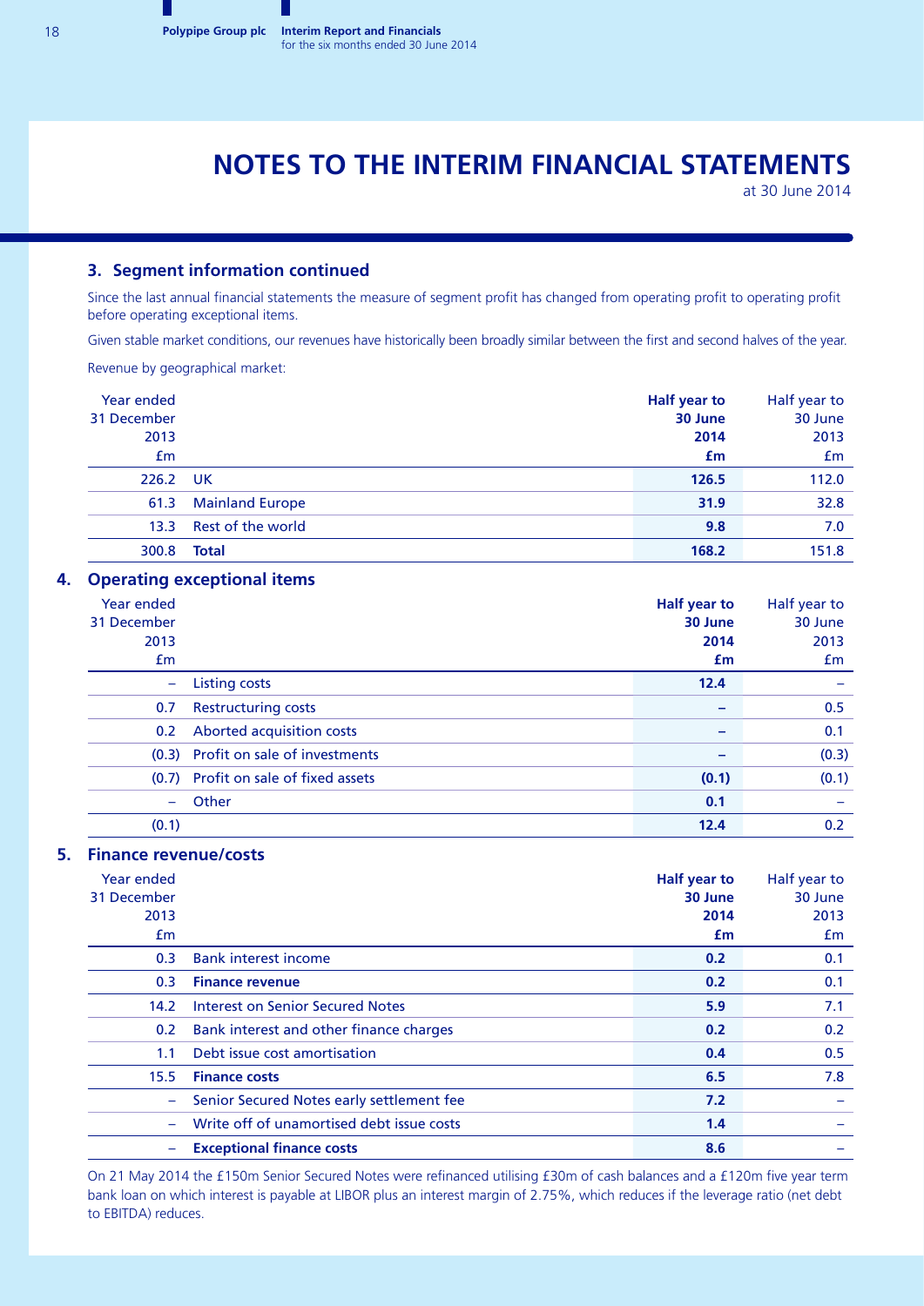# NOTES TO THE INTERIM FINANCIAL STATEMENTS

at 30 June 2014

### 3. Segment information continued

Since the last annual financial statements the measure of segment profit has changed from operating profit to operating profit before operating exceptional items.

Given stable market conditions, our revenues have historically been broadly similar between the first and second halves of the year.

Revenue by geographical market:

| Year ended 31 December 2013 £m | | Half year to 30 June 2014 £m | Half year to 30 June 2013 £m |
|---|---|---|---|
| 226.2 | UK | 126.5 | 112.0 |
| 61.3 | Mainland Europe | 31.9 | 32.8 |
| 13.3 | Rest of the world | 9.8 | 7.0 |
| 300.8 | **Total** | 168.2 | 151.8 |

## 4. Operating exceptional items

| Year ended 31 December 2013 £m | | Half year to 30 June 2014 £m | Half year to 30 June 2013 £m |
|---|---|---|---|
| – | Listing costs | 12.4 | – |
| 0.7 | Restructuring costs | – | 0.5 |
| 0.2 | Aborted acquisition costs | – | 0.1 |
| (0.3) | Profit on sale of investments | – | (0.3) |
| (0.7) | Profit on sale of fixed assets | (0.1) | (0.1) |
| – | Other | 0.1 | – |
| (0.1) | | 12.4 | 0.2 |

## 5. Finance revenue/costs

| Year ended 31 December 2013 £m | | Half year to 30 June 2014 £m | Half year to 30 June 2013 £m |
|---|---|---|---|
| 0.3 | Bank interest income | 0.2 | 0.1 |
| 0.3 | **Finance revenue** | 0.2 | 0.1 |
| 14.2 | Interest on Senior Secured Notes | 5.9 | 7.1 |
| 0.2 | Bank interest and other finance charges | 0.2 | 0.2 |
| 1.1 | Debt issue cost amortisation | 0.4 | 0.5 |
| 15.5 | **Finance costs** | 6.5 | 7.8 |
| – | Senior Secured Notes early settlement fee | 7.2 | – |
| – | Write off of unamortised debt issue costs | 1.4 | – |
| – | **Exceptional finance costs** | 8.6 | – |

On 21 May 2014 the £150m Senior Secured Notes were refinanced utilising £30m of cash balances and a £120m five year term bank loan on which interest is payable at LIBOR plus an interest margin of 2.75%, which reduces if the leverage ratio (net debt to EBITDA) reduces.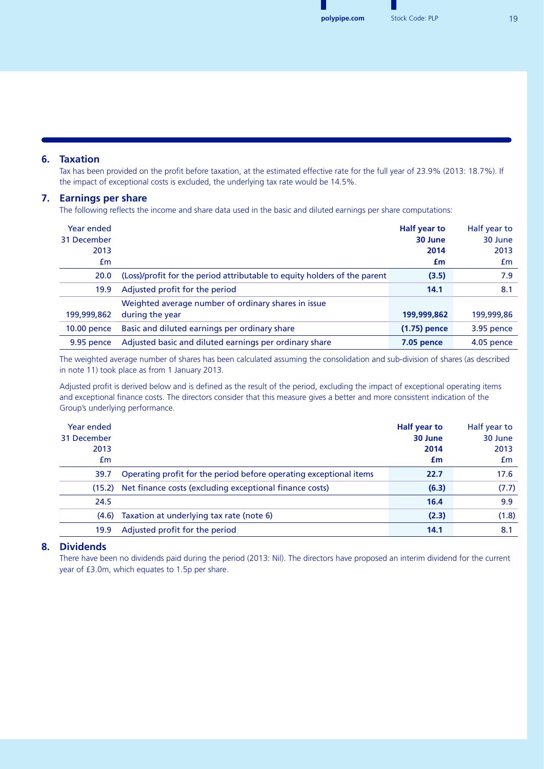## 6. Taxation

Tax has been provided on the profit before taxation, at the estimated effective rate for the full year of 23.9% (2013: 18.7%). If the impact of exceptional costs is excluded, the underlying tax rate would be 14.5%.

## 7. Earnings per share

The following reflects the income and share data used in the basic and diluted earnings per share computations:

| Year ended 31 December 2013 £m | | **Half year to 30 June 2014 £m** | Half year to 30 June 2013 £m |
|---|---|---|---|
| 20.0 | (Loss)/profit for the period attributable to equity holders of the parent | **(3.5)** | 7.9 |
| 19.9 | Adjusted profit for the period | **14.1** | 8.1 |
| 199,999,862 | Weighted average number of ordinary shares in issue during the year | **199,999,862** | 199,999,86 |
| 10.00 pence | Basic and diluted earnings per ordinary share | **(1.75) pence** | 3.95 pence |
| 9.95 pence | Adjusted basic and diluted earnings per ordinary share | **7.05 pence** | 4.05 pence |

The weighted average number of shares has been calculated assuming the consolidation and sub-division of shares (as described in note 11) took place as from 1 January 2013.

Adjusted profit is derived below and is defined as the result of the period, excluding the impact of exceptional operating items and exceptional finance costs. The directors consider that this measure gives a better and more consistent indication of the Group's underlying performance.

| Year ended 31 December 2013 £m | | **Half year to 30 June 2014 £m** | Half year to 30 June 2013 £m |
|---|---|---|---|
| 39.7 | Operating profit for the period before operating exceptional items | **22.7** | 17.6 |
| (15.2) | Net finance costs (excluding exceptional finance costs) | **(6.3)** | (7.7) |
| 24.5 | | **16.4** | 9.9 |
| (4.6) | Taxation at underlying tax rate (note 6) | **(2.3)** | (1.8) |
| 19.9 | Adjusted profit for the period | **14.1** | 8.1 |

## 8. Dividends

There have been no dividends paid during the period (2013: Nil). The directors have proposed an interim dividend for the current year of £3.0m, which equates to 1.5p per share.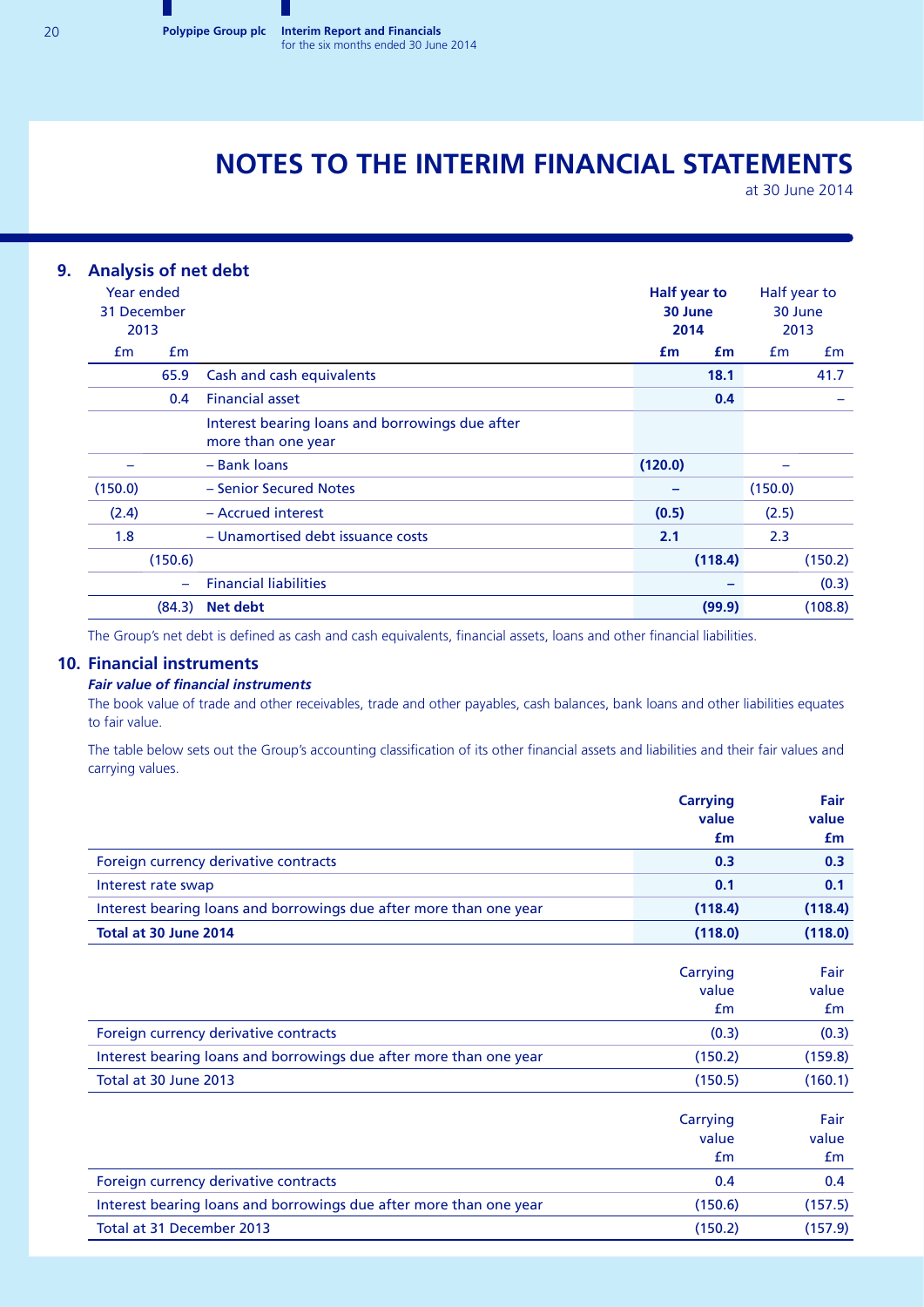# NOTES TO THE INTERIM FINANCIAL STATEMENTS

at 30 June 2014

## 9. Analysis of net debt

| Year ended 31 December 2013 £m | Year ended 31 December 2013 £m | | Half year to 30 June 2014 £m | Half year to 30 June 2014 £m | Half year to 30 June 2013 £m | Half year to 30 June 2013 £m |
|---|---|---|---|---|---|---|
| | 65.9 | Cash and cash equivalents | | **18.1** | | 41.7 |
| | 0.4 | Financial asset | | **0.4** | | – |
| | | Interest bearing loans and borrowings due after more than one year | | | | |
| – | | – Bank loans | **(120.0)** | | – | |
| (150.0) | | – Senior Secured Notes | **–** | | (150.0) | |
| (2.4) | | – Accrued interest | **(0.5)** | | (2.5) | |
| 1.8 | | – Unamortised debt issuance costs | **2.1** | | 2.3 | |
| | (150.6) | | | **(118.4)** | | (150.2) |
| | – | Financial liabilities | | **–** | | (0.3) |
| | (84.3) | **Net debt** | | **(99.9)** | | (108.8) |

The Group's net debt is defined as cash and cash equivalents, financial assets, loans and other financial liabilities.

## 10. Financial instruments

***Fair value of financial instruments***

The book value of trade and other receivables, trade and other payables, cash balances, bank loans and other liabilities equates to fair value.

The table below sets out the Group's accounting classification of its other financial assets and liabilities and their fair values and carrying values.

| | **Carrying value £m** | **Fair value £m** |
|---|---|---|
| Foreign currency derivative contracts | **0.3** | **0.3** |
| Interest rate swap | **0.1** | **0.1** |
| Interest bearing loans and borrowings due after more than one year | **(118.4)** | **(118.4)** |
| **Total at 30 June 2014** | **(118.0)** | **(118.0)** |

| | Carrying value £m | Fair value £m |
|---|---|---|
| Foreign currency derivative contracts | (0.3) | (0.3) |
| Interest bearing loans and borrowings due after more than one year | (150.2) | (159.8) |
| Total at 30 June 2013 | (150.5) | (160.1) |

| | Carrying value £m | Fair value £m |
|---|---|---|
| Foreign currency derivative contracts | 0.4 | 0.4 |
| Interest bearing loans and borrowings due after more than one year | (150.6) | (157.5) |
| Total at 31 December 2013 | (150.2) | (157.9) |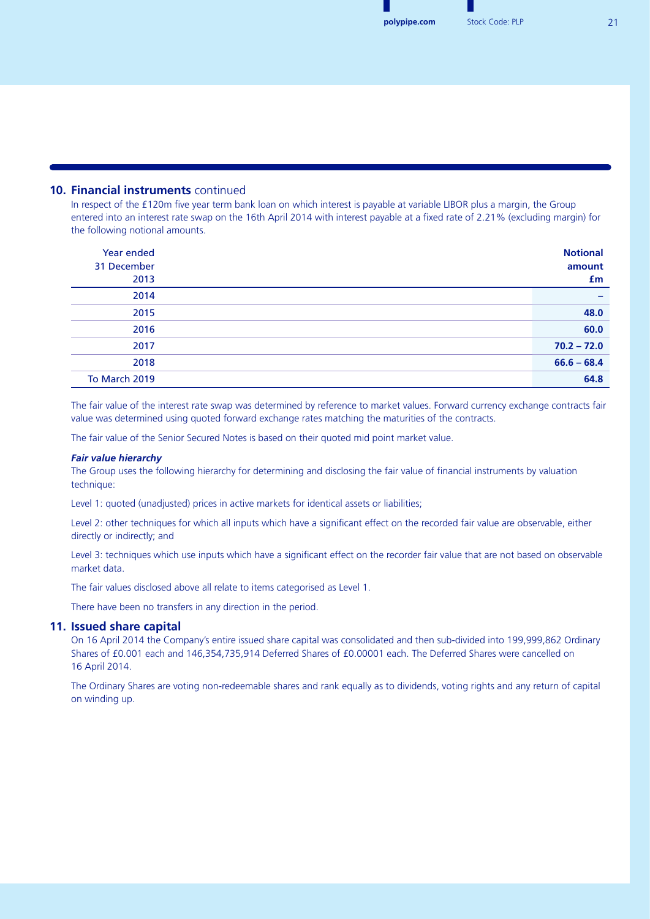## 10. **Financial instruments** continued

In respect of the £120m five year term bank loan on which interest is payable at variable LIBOR plus a margin, the Group entered into an interest rate swap on the 16th April 2014 with interest payable at a fixed rate of 2.21% (excluding margin) for the following notional amounts.

| Year ended 31 December 2013 | Notional amount £m |
|---|---|
| 2014 | – |
| 2015 | **48.0** |
| 2016 | **60.0** |
| 2017 | **70.2 – 72.0** |
| 2018 | **66.6 – 68.4** |
| To March 2019 | **64.8** |

The fair value of the interest rate swap was determined by reference to market values. Forward currency exchange contracts fair value was determined using quoted forward exchange rates matching the maturities of the contracts.

The fair value of the Senior Secured Notes is based on their quoted mid point market value.

***Fair value hierarchy***

The Group uses the following hierarchy for determining and disclosing the fair value of financial instruments by valuation technique:

Level 1: quoted (unadjusted) prices in active markets for identical assets or liabilities;

Level 2: other techniques for which all inputs which have a significant effect on the recorded fair value are observable, either directly or indirectly; and

Level 3: techniques which use inputs which have a significant effect on the recorder fair value that are not based on observable market data.

The fair values disclosed above all relate to items categorised as Level 1.

There have been no transfers in any direction in the period.

## 11. **Issued share capital**

On 16 April 2014 the Company's entire issued share capital was consolidated and then sub-divided into 199,999,862 Ordinary Shares of £0.001 each and 146,354,735,914 Deferred Shares of £0.00001 each. The Deferred Shares were cancelled on 16 April 2014.

The Ordinary Shares are voting non-redeemable shares and rank equally as to dividends, voting rights and any return of capital on winding up.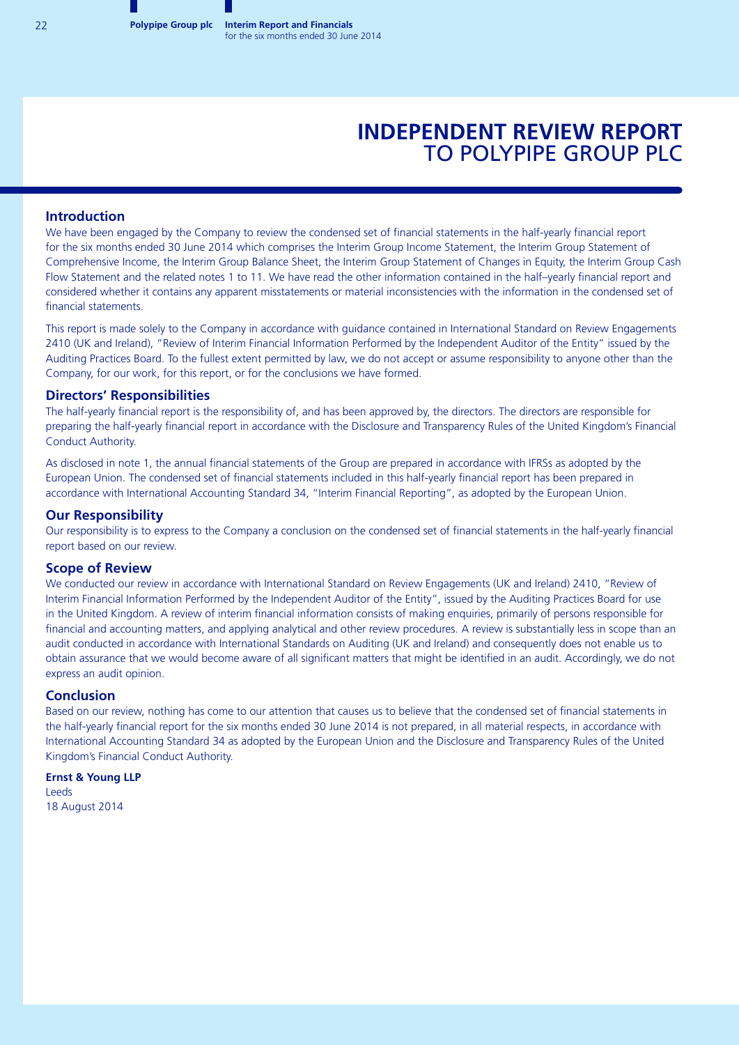# INDEPENDENT REVIEW REPORT TO POLYPIPE GROUP PLC

## Introduction

We have been engaged by the Company to review the condensed set of financial statements in the half-yearly financial report for the six months ended 30 June 2014 which comprises the Interim Group Income Statement, the Interim Group Statement of Comprehensive Income, the Interim Group Balance Sheet, the Interim Group Statement of Changes in Equity, the Interim Group Cash Flow Statement and the related notes 1 to 11. We have read the other information contained in the half–yearly financial report and considered whether it contains any apparent misstatements or material inconsistencies with the information in the condensed set of financial statements.

This report is made solely to the Company in accordance with guidance contained in International Standard on Review Engagements 2410 (UK and Ireland), "Review of Interim Financial Information Performed by the Independent Auditor of the Entity" issued by the Auditing Practices Board. To the fullest extent permitted by law, we do not accept or assume responsibility to anyone other than the Company, for our work, for this report, or for the conclusions we have formed.

## Directors' Responsibilities

The half-yearly financial report is the responsibility of, and has been approved by, the directors. The directors are responsible for preparing the half-yearly financial report in accordance with the Disclosure and Transparency Rules of the United Kingdom's Financial Conduct Authority.

As disclosed in note 1, the annual financial statements of the Group are prepared in accordance with IFRSs as adopted by the European Union. The condensed set of financial statements included in this half-yearly financial report has been prepared in accordance with International Accounting Standard 34, "Interim Financial Reporting", as adopted by the European Union.

## Our Responsibility

Our responsibility is to express to the Company a conclusion on the condensed set of financial statements in the half-yearly financial report based on our review.

## Scope of Review

We conducted our review in accordance with International Standard on Review Engagements (UK and Ireland) 2410, "Review of Interim Financial Information Performed by the Independent Auditor of the Entity", issued by the Auditing Practices Board for use in the United Kingdom. A review of interim financial information consists of making enquiries, primarily of persons responsible for financial and accounting matters, and applying analytical and other review procedures. A review is substantially less in scope than an audit conducted in accordance with International Standards on Auditing (UK and Ireland) and consequently does not enable us to obtain assurance that we would become aware of all significant matters that might be identified in an audit. Accordingly, we do not express an audit opinion.

## Conclusion

Based on our review, nothing has come to our attention that causes us to believe that the condensed set of financial statements in the half-yearly financial report for the six months ended 30 June 2014 is not prepared, in all material respects, in accordance with International Accounting Standard 34 as adopted by the European Union and the Disclosure and Transparency Rules of the United Kingdom's Financial Conduct Authority.

**Ernst & Young LLP**
Leeds
18 August 2014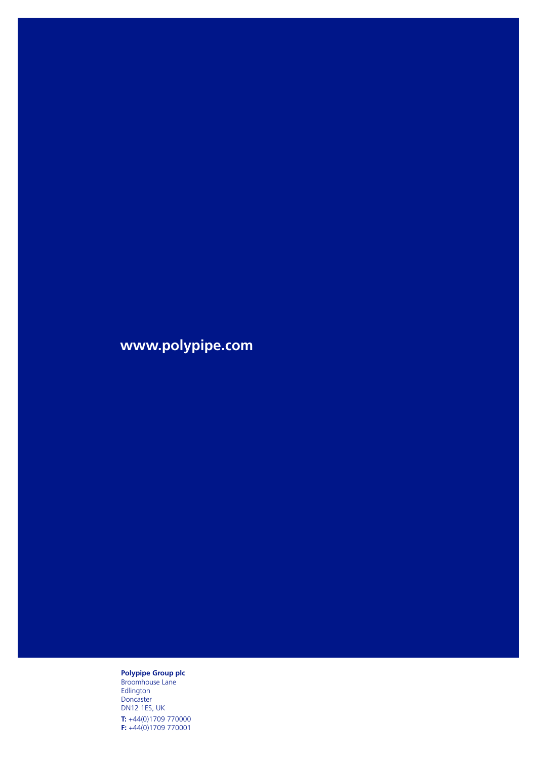**www.polypipe.com**

**Polypipe Group plc**
Broomhouse Lane
Edlington
Doncaster
DN12 1ES, UK

**T:** +44(0)1709 770000
**F:** +44(0)1709 770001